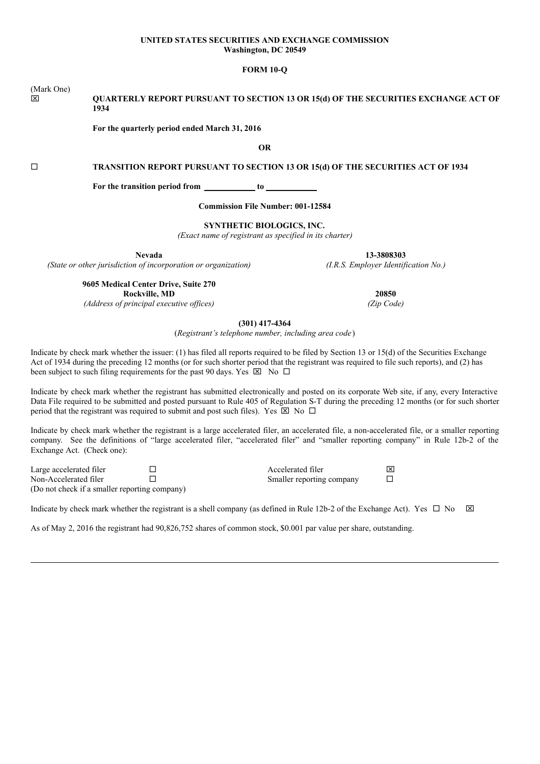**UNITED STATES SECURITIES AND EXCHANGE COMMISSION**
**Washington, DC 20549**

**FORM 10-Q**

(Mark One)

☒ **QUARTERLY REPORT PURSUANT TO SECTION 13 OR 15(d) OF THE SECURITIES EXCHANGE ACT OF 1934**

**For the quarterly period ended March 31, 2016**

**OR**

☐ **TRANSITION REPORT PURSUANT TO SECTION 13 OR 15(d) OF THE SECURITIES ACT OF 1934**

**For the transition period from \_\_\_\_\_\_\_\_\_\_ to \_\_\_\_\_\_\_\_\_\_**

**Commission File Number: 001-12584**

**SYNTHETIC BIOLOGICS, INC.**
*(Exact name of registrant as specified in its charter)*

| **Nevada** | **13-3808303** |
|---|---|
| *(State or other jurisdiction of incorporation or organization)* | *(I.R.S. Employer Identification No.)* |
| **9605 Medical Center Drive, Suite 270** **Rockville, MD** | **20850** |
| *(Address of principal executive offices)* | *(Zip Code)* |

**(301) 417-4364**
(*Registrant's telephone number, including area code*)

Indicate by check mark whether the issuer: (1) has filed all reports required to be filed by Section 13 or 15(d) of the Securities Exchange Act of 1934 during the preceding 12 months (or for such shorter period that the registrant was required to file such reports), and (2) has been subject to such filing requirements for the past 90 days. Yes ☒ No ☐

Indicate by check mark whether the registrant has submitted electronically and posted on its corporate Web site, if any, every Interactive Data File required to be submitted and posted pursuant to Rule 405 of Regulation S-T during the preceding 12 months (or for such shorter period that the registrant was required to submit and post such files). Yes ☒ No ☐

Indicate by check mark whether the registrant is a large accelerated filer, an accelerated file, a non-accelerated file, or a smaller reporting company. See the definitions of "large accelerated filer, "accelerated filer" and "smaller reporting company" in Rule 12b-2 of the Exchange Act. (Check one):

| | | | |
|---|---|---|---|
| Large accelerated filer | ☐ | Accelerated filer | ☒ |
| Non-Accelerated filer | ☐ | Smaller reporting company | ☐ |
| (Do not check if a smaller reporting company) | | | |

Indicate by check mark whether the registrant is a shell company (as defined in Rule 12b-2 of the Exchange Act). Yes ☐ No ☒

As of May 2, 2016 the registrant had 90,826,752 shares of common stock, $0.001 par value per share, outstanding.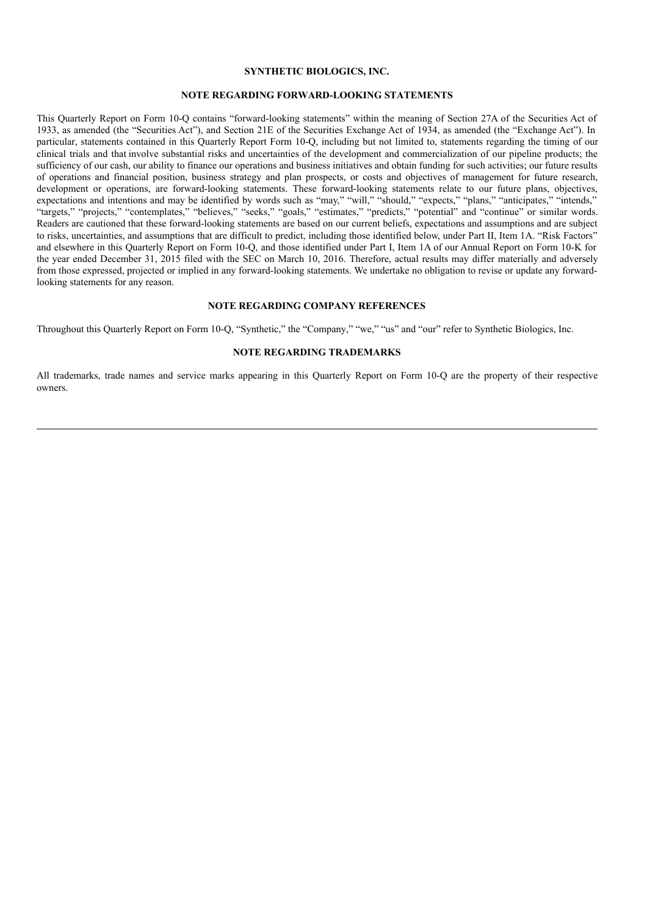**SYNTHETIC BIOLOGICS, INC.**

**NOTE REGARDING FORWARD-LOOKING STATEMENTS**

This Quarterly Report on Form 10-Q contains "forward-looking statements" within the meaning of Section 27A of the Securities Act of 1933, as amended (the "Securities Act"), and Section 21E of the Securities Exchange Act of 1934, as amended (the "Exchange Act"). In particular, statements contained in this Quarterly Report Form 10-Q, including but not limited to, statements regarding the timing of our clinical trials and that involve substantial risks and uncertainties of the development and commercialization of our pipeline products; the sufficiency of our cash, our ability to finance our operations and business initiatives and obtain funding for such activities; our future results of operations and financial position, business strategy and plan prospects, or costs and objectives of management for future research, development or operations, are forward-looking statements. These forward-looking statements relate to our future plans, objectives, expectations and intentions and may be identified by words such as "may," "will," "should," "expects," "plans," "anticipates," "intends," "targets," "projects," "contemplates," "believes," "seeks," "goals," "estimates," "predicts," "potential" and "continue" or similar words. Readers are cautioned that these forward-looking statements are based on our current beliefs, expectations and assumptions and are subject to risks, uncertainties, and assumptions that are difficult to predict, including those identified below, under Part II, Item 1A. "Risk Factors" and elsewhere in this Quarterly Report on Form 10-Q, and those identified under Part I, Item 1A of our Annual Report on Form 10-K for the year ended December 31, 2015 filed with the SEC on March 10, 2016. Therefore, actual results may differ materially and adversely from those expressed, projected or implied in any forward-looking statements. We undertake no obligation to revise or update any forward-looking statements for any reason.

**NOTE REGARDING COMPANY REFERENCES**

Throughout this Quarterly Report on Form 10-Q, "Synthetic," the "Company," "we," "us" and "our" refer to Synthetic Biologics, Inc.

**NOTE REGARDING TRADEMARKS**

All trademarks, trade names and service marks appearing in this Quarterly Report on Form 10-Q are the property of their respective owners.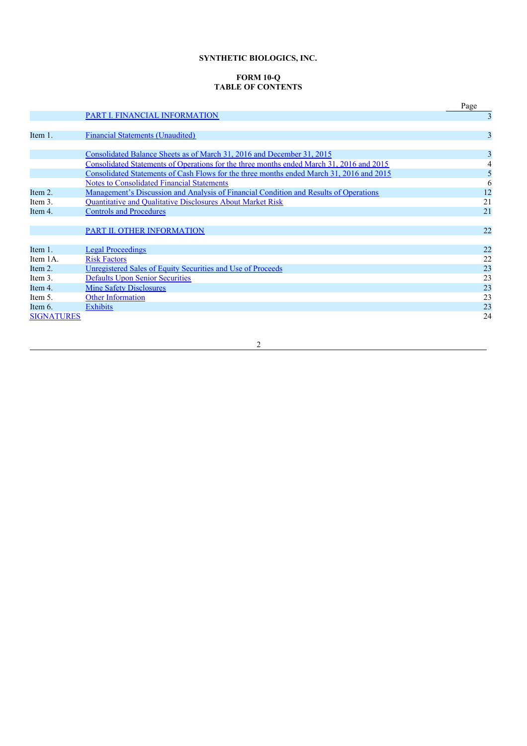**SYNTHETIC BIOLOGICS, INC.**

**FORM 10-Q**
**TABLE OF CONTENTS**

| | | Page |
|---|---|---|
| | PART I. FINANCIAL INFORMATION | 3 |
| Item 1. | Financial Statements (Unaudited) | 3 |
| | Consolidated Balance Sheets as of March 31, 2016 and December 31, 2015 | 3 |
| | Consolidated Statements of Operations for the three months ended March 31, 2016 and 2015 | 4 |
| | Consolidated Statements of Cash Flows for the three months ended March 31, 2016 and 2015 | 5 |
| | Notes to Consolidated Financial Statements | 6 |
| Item 2. | Management's Discussion and Analysis of Financial Condition and Results of Operations | 12 |
| Item 3. | Quantitative and Qualitative Disclosures About Market Risk | 21 |
| Item 4. | Controls and Procedures | 21 |
| | PART II. OTHER INFORMATION | 22 |
| Item 1. | Legal Proceedings | 22 |
| Item 1A. | Risk Factors | 22 |
| Item 2. | Unregistered Sales of Equity Securities and Use of Proceeds | 23 |
| Item 3. | Defaults Upon Senior Securities | 23 |
| Item 4. | Mine Safety Disclosures | 23 |
| Item 5. | Other Information | 23 |
| Item 6. | Exhibits | 23 |
| SIGNATURES | | 24 |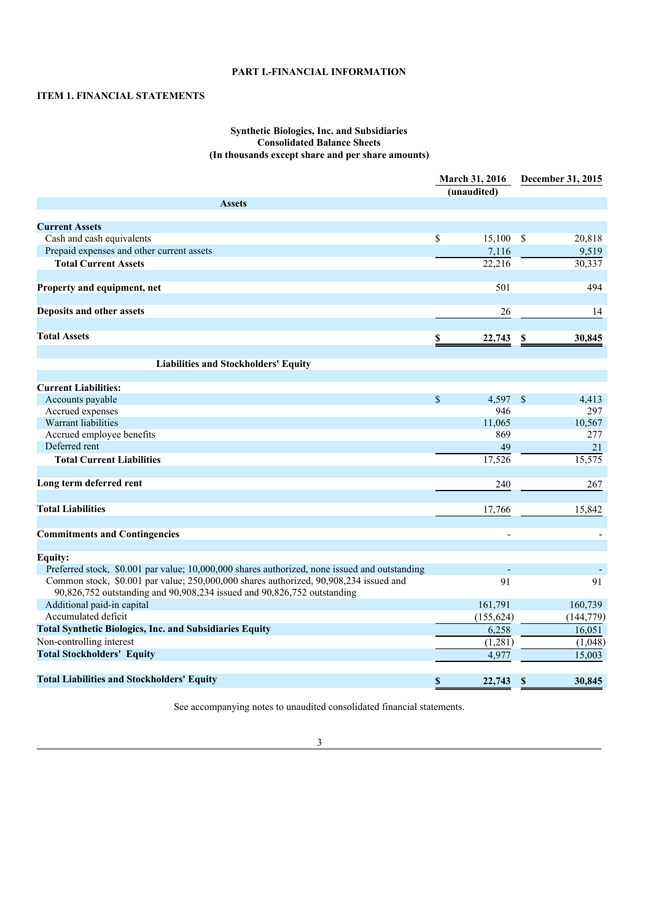# PART I.-FINANCIAL INFORMATION

## ITEM 1. FINANCIAL STATEMENTS

### Synthetic Biologics, Inc. and Subsidiaries
### Consolidated Balance Sheets
### (In thousands except share and per share amounts)

| | March 31, 2016 (unaudited) | December 31, 2015 |
|---|---|---|
| **Assets** | | |
| **Current Assets** | | |
| Cash and cash equivalents | $ 15,100 | $ 20,818 |
| Prepaid expenses and other current assets | 7,116 | 9,519 |
| **Total Current Assets** | 22,216 | 30,337 |
| **Property and equipment, net** | 501 | 494 |
| **Deposits and other assets** | 26 | 14 |
| **Total Assets** | **$ 22,743** | **$ 30,845** |
| **Liabilities and Stockholders' Equity** | | |
| **Current Liabilities:** | | |
| Accounts payable | $ 4,597 | $ 4,413 |
| Accrued expenses | 946 | 297 |
| Warrant liabilities | 11,065 | 10,567 |
| Accrued employee benefits | 869 | 277 |
| Deferred rent | 49 | 21 |
| **Total Current Liabilities** | 17,526 | 15,575 |
| **Long term deferred rent** | 240 | 267 |
| **Total Liabilities** | 17,766 | 15,842 |
| **Commitments and Contingencies** | - | - |
| **Equity:** | | |
| Preferred stock, $0.001 par value; 10,000,000 shares authorized, none issued and outstanding | - | - |
| Common stock, $0.001 par value; 250,000,000 shares authorized, 90,908,234 issued and 90,826,752 outstanding and 90,908,234 issued and 90,826,752 outstanding | 91 | 91 |
| Additional paid-in capital | 161,791 | 160,739 |
| Accumulated deficit | (155,624) | (144,779) |
| **Total Synthetic Biologics, Inc. and Subsidiaries Equity** | 6,258 | 16,051 |
| Non-controlling interest | (1,281) | (1,048) |
| **Total Stockholders' Equity** | 4,977 | 15,003 |
| **Total Liabilities and Stockholders' Equity** | **$ 22,743** | **$ 30,845** |

See accompanying notes to unaudited consolidated financial statements.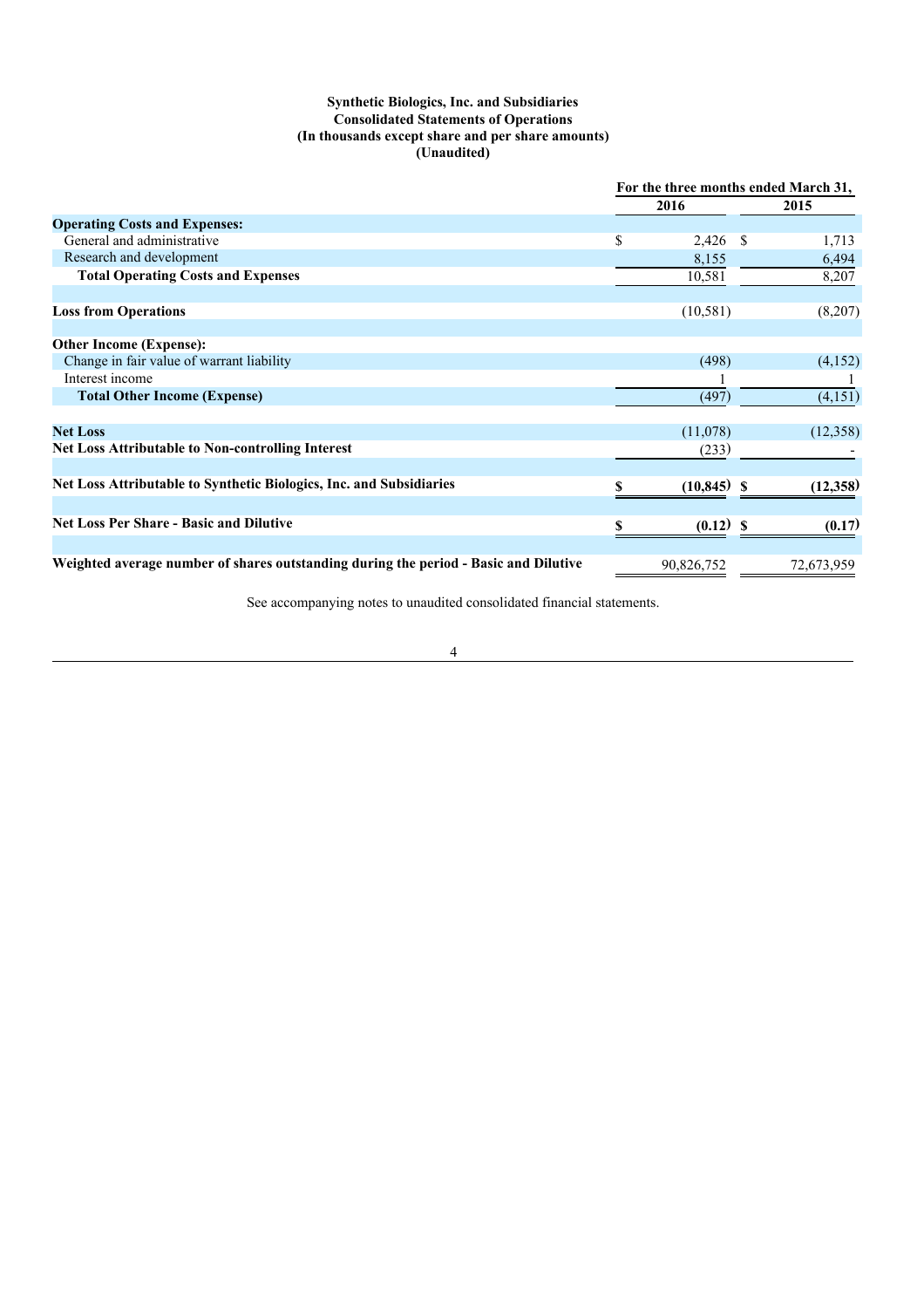**Synthetic Biologics, Inc. and Subsidiaries**
**Consolidated Statements of Operations**
**(In thousands except share and per share amounts)**
**(Unaudited)**

| | For the three months ended March 31, | |
|---|---|---|
| | **2016** | **2015** |
| **Operating Costs and Expenses:** | | |
| General and administrative | $ 2,426 | $ 1,713 |
| Research and development | 8,155 | 6,494 |
| **Total Operating Costs and Expenses** | 10,581 | 8,207 |
| | | |
| **Loss from Operations** | (10,581) | (8,207) |
| | | |
| **Other Income (Expense):** | | |
| Change in fair value of warrant liability | (498) | (4,152) |
| Interest income | 1 | 1 |
| **Total Other Income (Expense)** | (497) | (4,151) |
| | | |
| **Net Loss** | (11,078) | (12,358) |
| **Net Loss Attributable to Non-controlling Interest** | (233) | - |
| | | |
| **Net Loss Attributable to Synthetic Biologics, Inc. and Subsidiaries** | **$ (10,845)** | **$ (12,358)** |
| | | |
| **Net Loss Per Share - Basic and Dilutive** | **$ (0.12)** | **$ (0.17)** |
| | | |
| **Weighted average number of shares outstanding during the period - Basic and Dilutive** | 90,826,752 | 72,673,959 |

See accompanying notes to unaudited consolidated financial statements.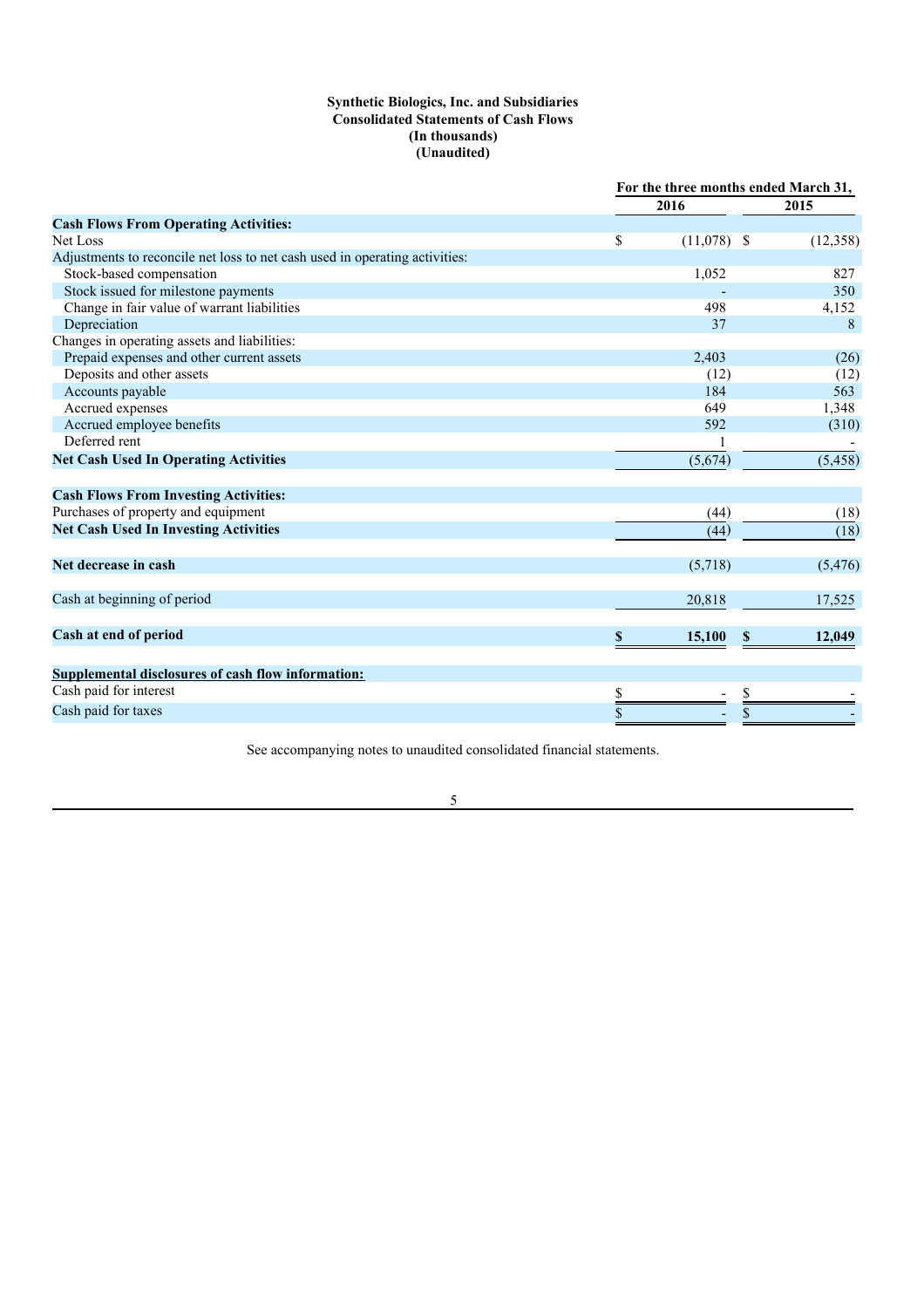**Synthetic Biologics, Inc. and Subsidiaries**
**Consolidated Statements of Cash Flows**
**(In thousands)**
**(Unaudited)**

| | For the three months ended March 31, | |
|---|---|---|
| | 2016 | 2015 |
| **Cash Flows From Operating Activities:** | | |
| Net Loss | $ (11,078) | $ (12,358) |
| Adjustments to reconcile net loss to net cash used in operating activities: | | |
| Stock-based compensation | 1,052 | 827 |
| Stock issued for milestone payments | - | 350 |
| Change in fair value of warrant liabilities | 498 | 4,152 |
| Depreciation | 37 | 8 |
| Changes in operating assets and liabilities: | | |
| Prepaid expenses and other current assets | 2,403 | (26) |
| Deposits and other assets | (12) | (12) |
| Accounts payable | 184 | 563 |
| Accrued expenses | 649 | 1,348 |
| Accrued employee benefits | 592 | (310) |
| Deferred rent | 1 | - |
| **Net Cash Used In Operating Activities** | (5,674) | (5,458) |
| | | |
| **Cash Flows From Investing Activities:** | | |
| Purchases of property and equipment | (44) | (18) |
| **Net Cash Used In Investing Activities** | (44) | (18) |
| | | |
| **Net decrease in cash** | (5,718) | (5,476) |
| | | |
| Cash at beginning of period | 20,818 | 17,525 |
| | | |
| **Cash at end of period** | **$ 15,100** | **$ 12,049** |
| | | |
| **Supplemental disclosures of cash flow information:** | | |
| Cash paid for interest | $ - | $ - |
| Cash paid for taxes | $ - | $ - |

See accompanying notes to unaudited consolidated financial statements.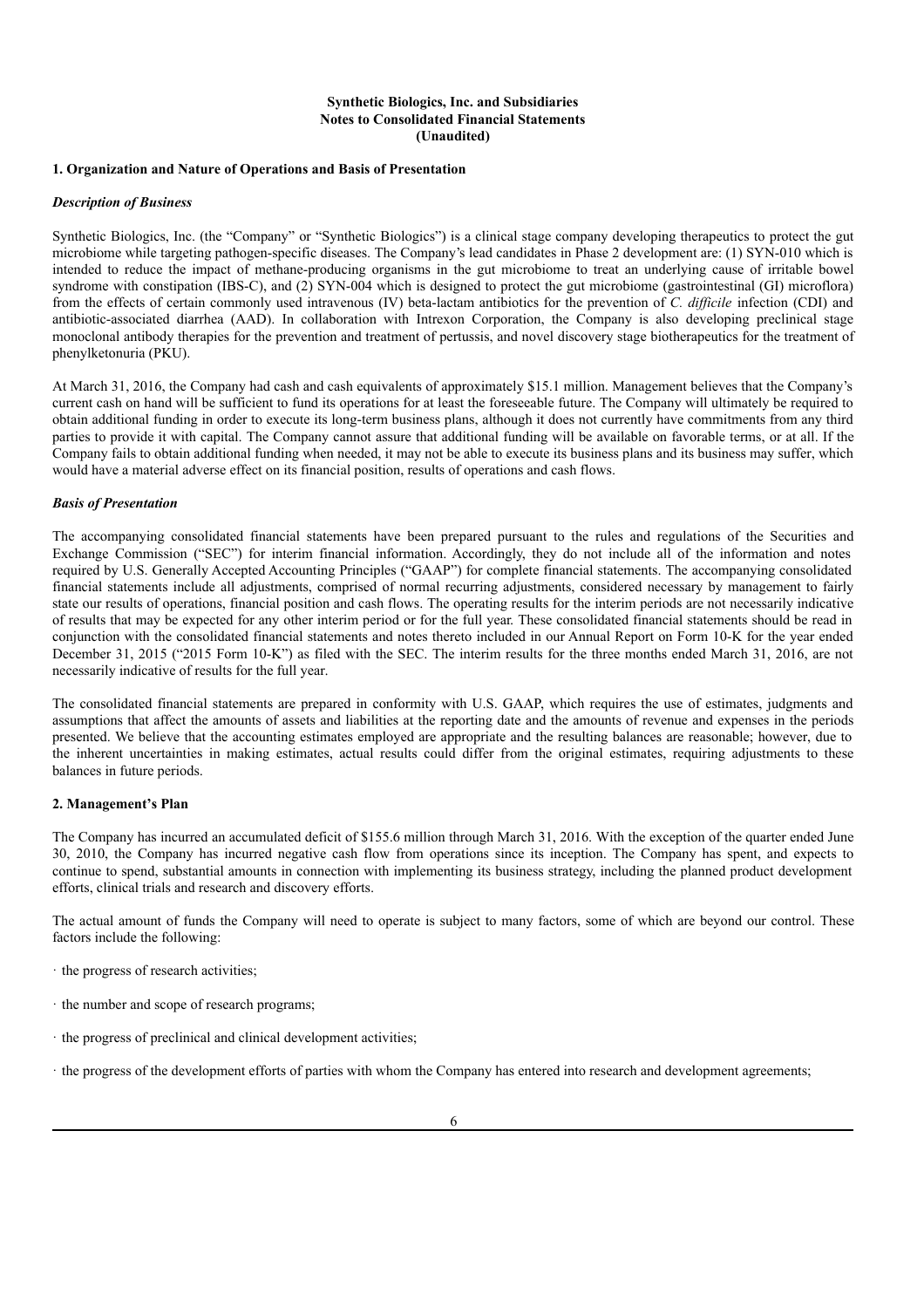**Synthetic Biologics, Inc. and Subsidiaries**
**Notes to Consolidated Financial Statements**
**(Unaudited)**

**1. Organization and Nature of Operations and Basis of Presentation**

***Description of Business***

Synthetic Biologics, Inc. (the "Company" or "Synthetic Biologics") is a clinical stage company developing therapeutics to protect the gut microbiome while targeting pathogen-specific diseases. The Company's lead candidates in Phase 2 development are: (1) SYN-010 which is intended to reduce the impact of methane-producing organisms in the gut microbiome to treat an underlying cause of irritable bowel syndrome with constipation (IBS-C), and (2) SYN-004 which is designed to protect the gut microbiome (gastrointestinal (GI) microflora) from the effects of certain commonly used intravenous (IV) beta-lactam antibiotics for the prevention of *C. difficile* infection (CDI) and antibiotic-associated diarrhea (AAD). In collaboration with Intrexon Corporation, the Company is also developing preclinical stage monoclonal antibody therapies for the prevention and treatment of pertussis, and novel discovery stage biotherapeutics for the treatment of phenylketonuria (PKU).

At March 31, 2016, the Company had cash and cash equivalents of approximately $15.1 million. Management believes that the Company's current cash on hand will be sufficient to fund its operations for at least the foreseeable future. The Company will ultimately be required to obtain additional funding in order to execute its long-term business plans, although it does not currently have commitments from any third parties to provide it with capital. The Company cannot assure that additional funding will be available on favorable terms, or at all. If the Company fails to obtain additional funding when needed, it may not be able to execute its business plans and its business may suffer, which would have a material adverse effect on its financial position, results of operations and cash flows.

***Basis of Presentation***

The accompanying consolidated financial statements have been prepared pursuant to the rules and regulations of the Securities and Exchange Commission ("SEC") for interim financial information. Accordingly, they do not include all of the information and notes required by U.S. Generally Accepted Accounting Principles ("GAAP") for complete financial statements. The accompanying consolidated financial statements include all adjustments, comprised of normal recurring adjustments, considered necessary by management to fairly state our results of operations, financial position and cash flows. The operating results for the interim periods are not necessarily indicative of results that may be expected for any other interim period or for the full year. These consolidated financial statements should be read in conjunction with the consolidated financial statements and notes thereto included in our Annual Report on Form 10-K for the year ended December 31, 2015 ("2015 Form 10-K") as filed with the SEC. The interim results for the three months ended March 31, 2016, are not necessarily indicative of results for the full year.

The consolidated financial statements are prepared in conformity with U.S. GAAP, which requires the use of estimates, judgments and assumptions that affect the amounts of assets and liabilities at the reporting date and the amounts of revenue and expenses in the periods presented. We believe that the accounting estimates employed are appropriate and the resulting balances are reasonable; however, due to the inherent uncertainties in making estimates, actual results could differ from the original estimates, requiring adjustments to these balances in future periods.

**2. Management's Plan**

The Company has incurred an accumulated deficit of $155.6 million through March 31, 2016. With the exception of the quarter ended June 30, 2010, the Company has incurred negative cash flow from operations since its inception. The Company has spent, and expects to continue to spend, substantial amounts in connection with implementing its business strategy, including the planned product development efforts, clinical trials and research and discovery efforts.

The actual amount of funds the Company will need to operate is subject to many factors, some of which are beyond our control. These factors include the following:

- the progress of research activities;
- the number and scope of research programs;
- the progress of preclinical and clinical development activities;
- the progress of the development efforts of parties with whom the Company has entered into research and development agreements;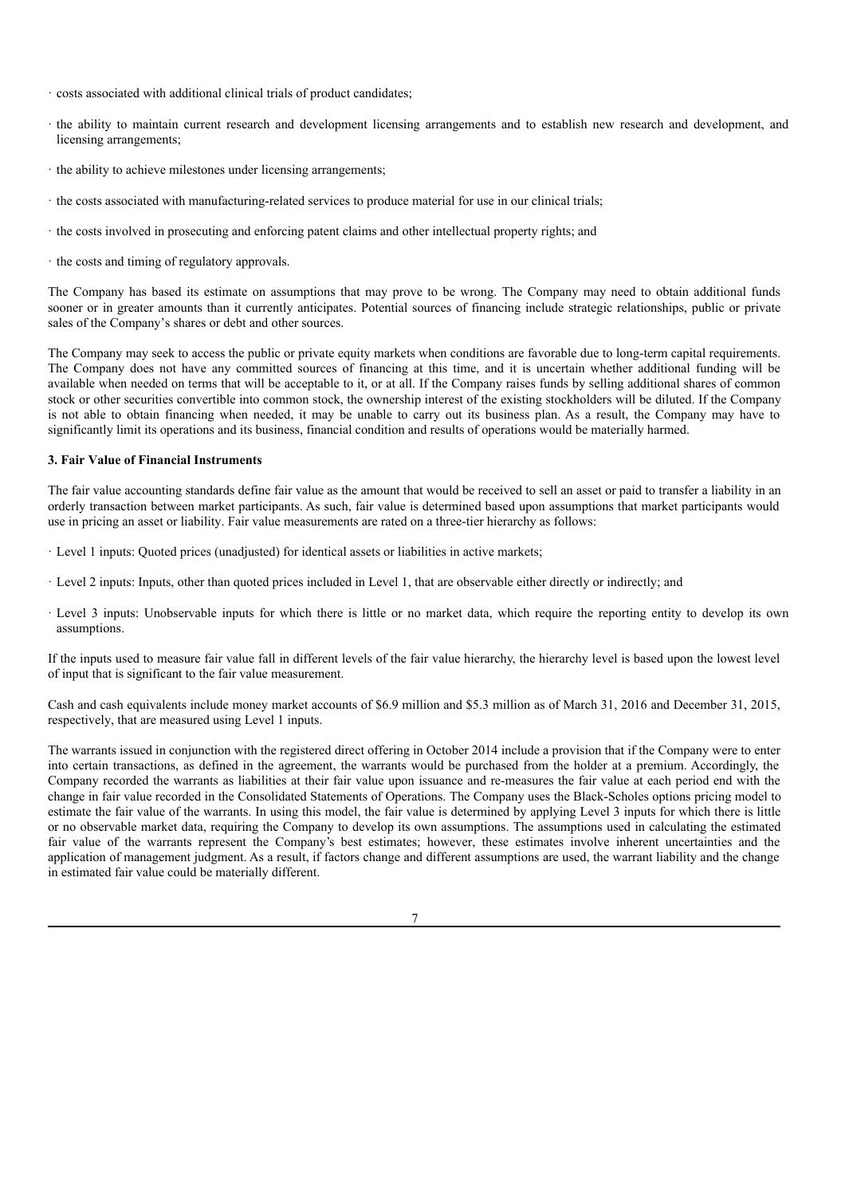- costs associated with additional clinical trials of product candidates;
- the ability to maintain current research and development licensing arrangements and to establish new research and development, and licensing arrangements;
- the ability to achieve milestones under licensing arrangements;
- the costs associated with manufacturing-related services to produce material for use in our clinical trials;
- the costs involved in prosecuting and enforcing patent claims and other intellectual property rights; and
- the costs and timing of regulatory approvals.

The Company has based its estimate on assumptions that may prove to be wrong. The Company may need to obtain additional funds sooner or in greater amounts than it currently anticipates. Potential sources of financing include strategic relationships, public or private sales of the Company's shares or debt and other sources.

The Company may seek to access the public or private equity markets when conditions are favorable due to long-term capital requirements. The Company does not have any committed sources of financing at this time, and it is uncertain whether additional funding will be available when needed on terms that will be acceptable to it, or at all. If the Company raises funds by selling additional shares of common stock or other securities convertible into common stock, the ownership interest of the existing stockholders will be diluted. If the Company is not able to obtain financing when needed, it may be unable to carry out its business plan. As a result, the Company may have to significantly limit its operations and its business, financial condition and results of operations would be materially harmed.

**3. Fair Value of Financial Instruments**

The fair value accounting standards define fair value as the amount that would be received to sell an asset or paid to transfer a liability in an orderly transaction between market participants. As such, fair value is determined based upon assumptions that market participants would use in pricing an asset or liability. Fair value measurements are rated on a three-tier hierarchy as follows:

- Level 1 inputs: Quoted prices (unadjusted) for identical assets or liabilities in active markets;
- Level 2 inputs: Inputs, other than quoted prices included in Level 1, that are observable either directly or indirectly; and
- Level 3 inputs: Unobservable inputs for which there is little or no market data, which require the reporting entity to develop its own assumptions.

If the inputs used to measure fair value fall in different levels of the fair value hierarchy, the hierarchy level is based upon the lowest level of input that is significant to the fair value measurement.

Cash and cash equivalents include money market accounts of $6.9 million and $5.3 million as of March 31, 2016 and December 31, 2015, respectively, that are measured using Level 1 inputs.

The warrants issued in conjunction with the registered direct offering in October 2014 include a provision that if the Company were to enter into certain transactions, as defined in the agreement, the warrants would be purchased from the holder at a premium. Accordingly, the Company recorded the warrants as liabilities at their fair value upon issuance and re-measures the fair value at each period end with the change in fair value recorded in the Consolidated Statements of Operations. The Company uses the Black-Scholes options pricing model to estimate the fair value of the warrants. In using this model, the fair value is determined by applying Level 3 inputs for which there is little or no observable market data, requiring the Company to develop its own assumptions. The assumptions used in calculating the estimated fair value of the warrants represent the Company's best estimates; however, these estimates involve inherent uncertainties and the application of management judgment. As a result, if factors change and different assumptions are used, the warrant liability and the change in estimated fair value could be materially different.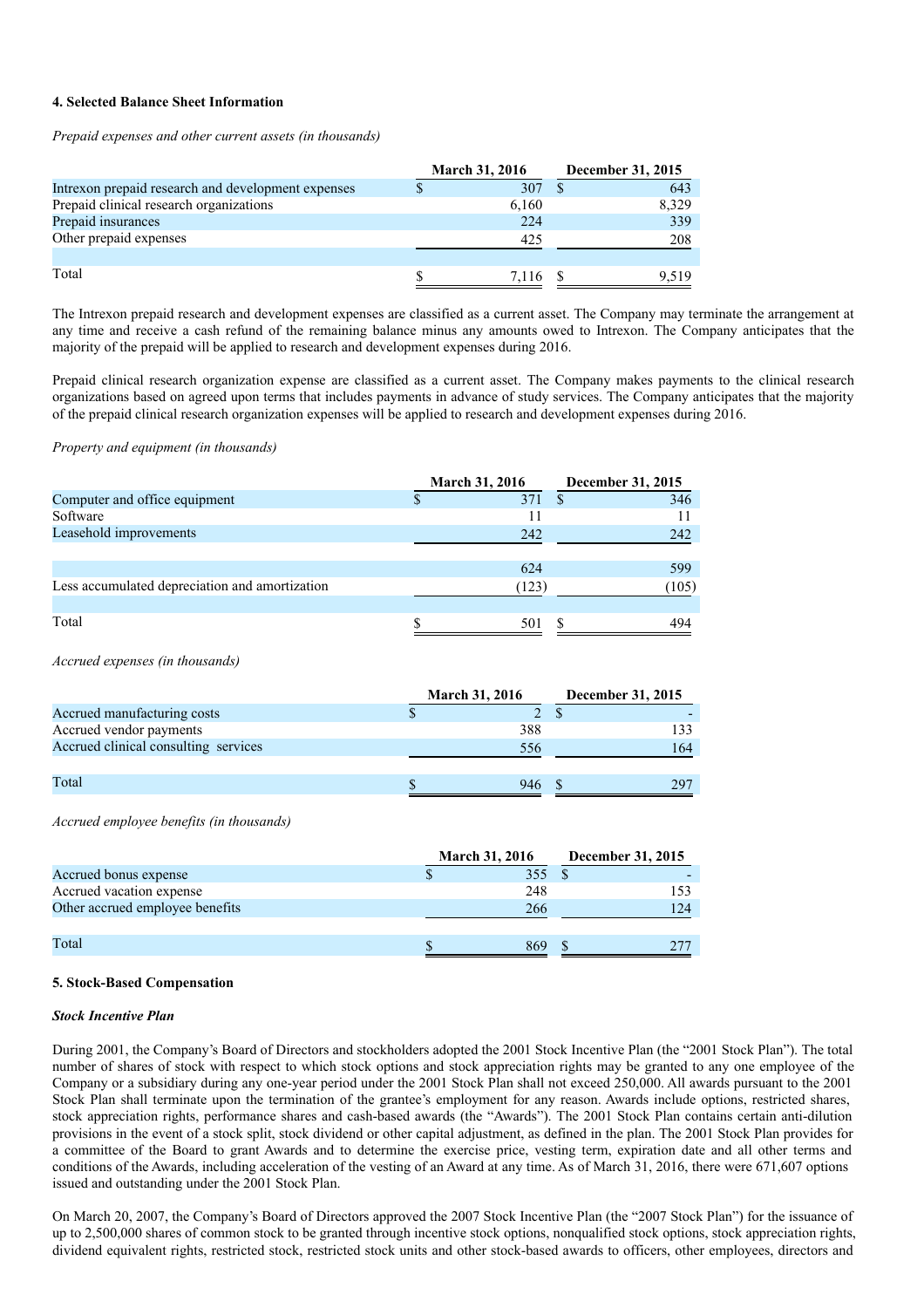#### 4. Selected Balance Sheet Information

*Prepaid expenses and other current assets (in thousands)*

| | March 31, 2016 | December 31, 2015 |
|---|---|---|
| Intrexon prepaid research and development expenses | $ 307 | $ 643 |
| Prepaid clinical research organizations | 6,160 | 8,329 |
| Prepaid insurances | 224 | 339 |
| Other prepaid expenses | 425 | 208 |
| Total | $ 7,116 | $ 9,519 |

The Intrexon prepaid research and development expenses are classified as a current asset. The Company may terminate the arrangement at any time and receive a cash refund of the remaining balance minus any amounts owed to Intrexon. The Company anticipates that the majority of the prepaid will be applied to research and development expenses during 2016.

Prepaid clinical research organization expense are classified as a current asset. The Company makes payments to the clinical research organizations based on agreed upon terms that includes payments in advance of study services. The Company anticipates that the majority of the prepaid clinical research organization expenses will be applied to research and development expenses during 2016.

*Property and equipment (in thousands)*

| | March 31, 2016 | December 31, 2015 |
|---|---|---|
| Computer and office equipment | $ 371 | $ 346 |
| Software | 11 | 11 |
| Leasehold improvements | 242 | 242 |
| | 624 | 599 |
| Less accumulated depreciation and amortization | (123) | (105) |
| Total | $ 501 | $ 494 |

*Accrued expenses (in thousands)*

| | March 31, 2016 | December 31, 2015 |
|---|---|---|
| Accrued manufacturing costs | $ 2 | $ - |
| Accrued vendor payments | 388 | 133 |
| Accrued clinical consulting services | 556 | 164 |
| Total | $ 946 | $ 297 |

*Accrued employee benefits (in thousands)*

| | March 31, 2016 | December 31, 2015 |
|---|---|---|
| Accrued bonus expense | $ 355 | $ - |
| Accrued vacation expense | 248 | 153 |
| Other accrued employee benefits | 266 | 124 |
| Total | $ 869 | $ 277 |

#### 5. Stock-Based Compensation

***Stock Incentive Plan***

During 2001, the Company's Board of Directors and stockholders adopted the 2001 Stock Incentive Plan (the "2001 Stock Plan"). The total number of shares of stock with respect to which stock options and stock appreciation rights may be granted to any one employee of the Company or a subsidiary during any one-year period under the 2001 Stock Plan shall not exceed 250,000. All awards pursuant to the 2001 Stock Plan shall terminate upon the termination of the grantee's employment for any reason. Awards include options, restricted shares, stock appreciation rights, performance shares and cash-based awards (the "Awards"). The 2001 Stock Plan contains certain anti-dilution provisions in the event of a stock split, stock dividend or other capital adjustment, as defined in the plan. The 2001 Stock Plan provides for a committee of the Board to grant Awards and to determine the exercise price, vesting term, expiration date and all other terms and conditions of the Awards, including acceleration of the vesting of an Award at any time. As of March 31, 2016, there were 671,607 options issued and outstanding under the 2001 Stock Plan.

On March 20, 2007, the Company's Board of Directors approved the 2007 Stock Incentive Plan (the "2007 Stock Plan") for the issuance of up to 2,500,000 shares of common stock to be granted through incentive stock options, nonqualified stock options, stock appreciation rights, dividend equivalent rights, restricted stock, restricted stock units and other stock-based awards to officers, other employees, directors and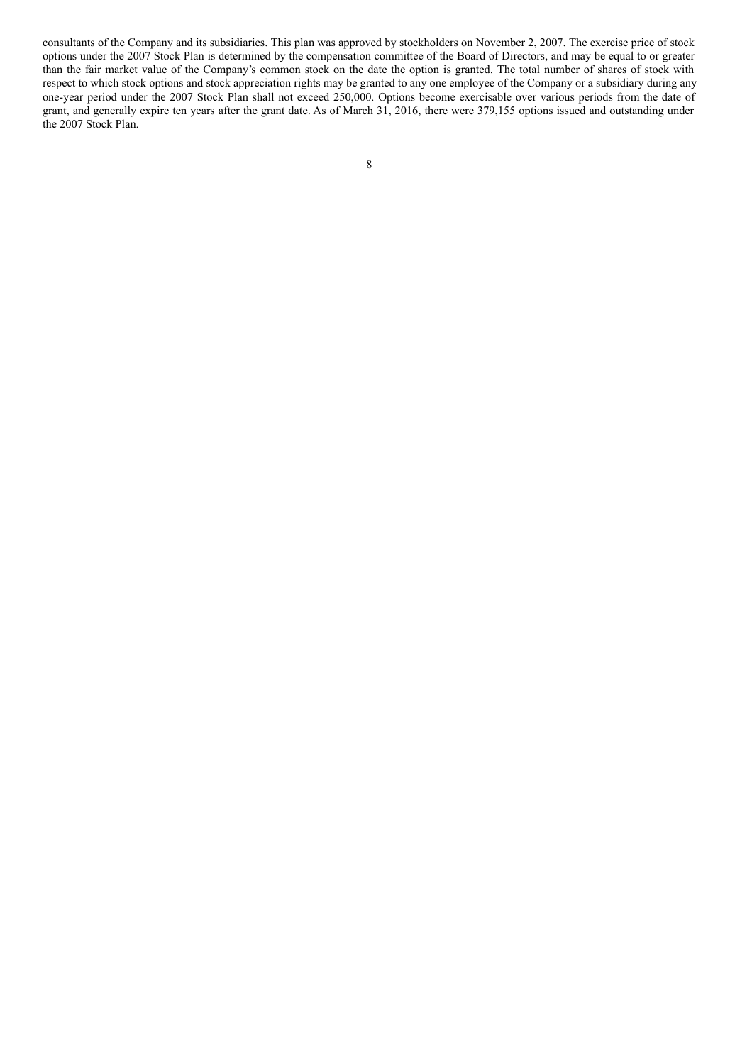consultants of the Company and its subsidiaries. This plan was approved by stockholders on November 2, 2007. The exercise price of stock options under the 2007 Stock Plan is determined by the compensation committee of the Board of Directors, and may be equal to or greater than the fair market value of the Company's common stock on the date the option is granted. The total number of shares of stock with respect to which stock options and stock appreciation rights may be granted to any one employee of the Company or a subsidiary during any one-year period under the 2007 Stock Plan shall not exceed 250,000. Options become exercisable over various periods from the date of grant, and generally expire ten years after the grant date. As of March 31, 2016, there were 379,155 options issued and outstanding under the 2007 Stock Plan.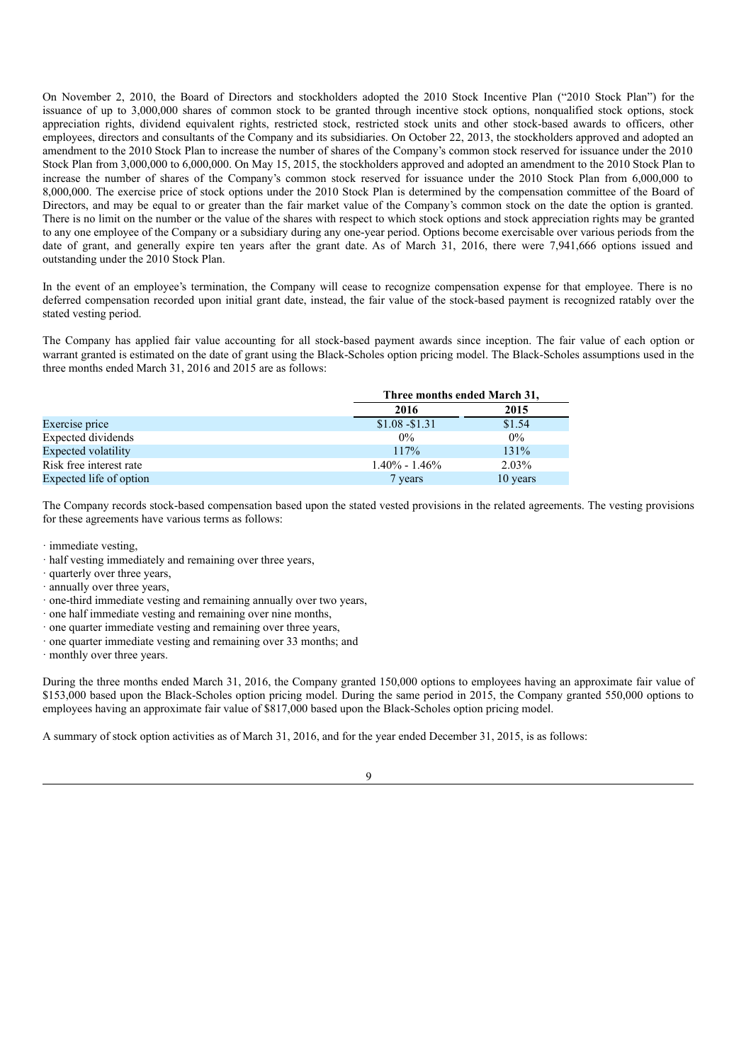On November 2, 2010, the Board of Directors and stockholders adopted the 2010 Stock Incentive Plan ("2010 Stock Plan") for the issuance of up to 3,000,000 shares of common stock to be granted through incentive stock options, nonqualified stock options, stock appreciation rights, dividend equivalent rights, restricted stock, restricted stock units and other stock-based awards to officers, other employees, directors and consultants of the Company and its subsidiaries. On October 22, 2013, the stockholders approved and adopted an amendment to the 2010 Stock Plan to increase the number of shares of the Company's common stock reserved for issuance under the 2010 Stock Plan from 3,000,000 to 6,000,000. On May 15, 2015, the stockholders approved and adopted an amendment to the 2010 Stock Plan to increase the number of shares of the Company's common stock reserved for issuance under the 2010 Stock Plan from 6,000,000 to 8,000,000. The exercise price of stock options under the 2010 Stock Plan is determined by the compensation committee of the Board of Directors, and may be equal to or greater than the fair market value of the Company's common stock on the date the option is granted. There is no limit on the number or the value of the shares with respect to which stock options and stock appreciation rights may be granted to any one employee of the Company or a subsidiary during any one-year period. Options become exercisable over various periods from the date of grant, and generally expire ten years after the grant date. As of March 31, 2016, there were 7,941,666 options issued and outstanding under the 2010 Stock Plan.

In the event of an employee's termination, the Company will cease to recognize compensation expense for that employee. There is no deferred compensation recorded upon initial grant date, instead, the fair value of the stock-based payment is recognized ratably over the stated vesting period.

The Company has applied fair value accounting for all stock-based payment awards since inception. The fair value of each option or warrant granted is estimated on the date of grant using the Black-Scholes option pricing model. The Black-Scholes assumptions used in the three months ended March 31, 2016 and 2015 are as follows:

| | Three months ended March 31, | |
|---|---|---|
| | 2016 | 2015 |
| Exercise price | $1.08 -$1.31 | $1.54 |
| Expected dividends | 0% | 0% |
| Expected volatility | 117% | 131% |
| Risk free interest rate | 1.40% - 1.46% | 2.03% |
| Expected life of option | 7 years | 10 years |

The Company records stock-based compensation based upon the stated vested provisions in the related agreements. The vesting provisions for these agreements have various terms as follows:

- immediate vesting,
- half vesting immediately and remaining over three years,
- quarterly over three years,
- annually over three years,
- one-third immediate vesting and remaining annually over two years,
- one half immediate vesting and remaining over nine months,
- one quarter immediate vesting and remaining over three years,
- one quarter immediate vesting and remaining over 33 months; and
- monthly over three years.

During the three months ended March 31, 2016, the Company granted 150,000 options to employees having an approximate fair value of $153,000 based upon the Black-Scholes option pricing model. During the same period in 2015, the Company granted 550,000 options to employees having an approximate fair value of $817,000 based upon the Black-Scholes option pricing model.

A summary of stock option activities as of March 31, 2016, and for the year ended December 31, 2015, is as follows: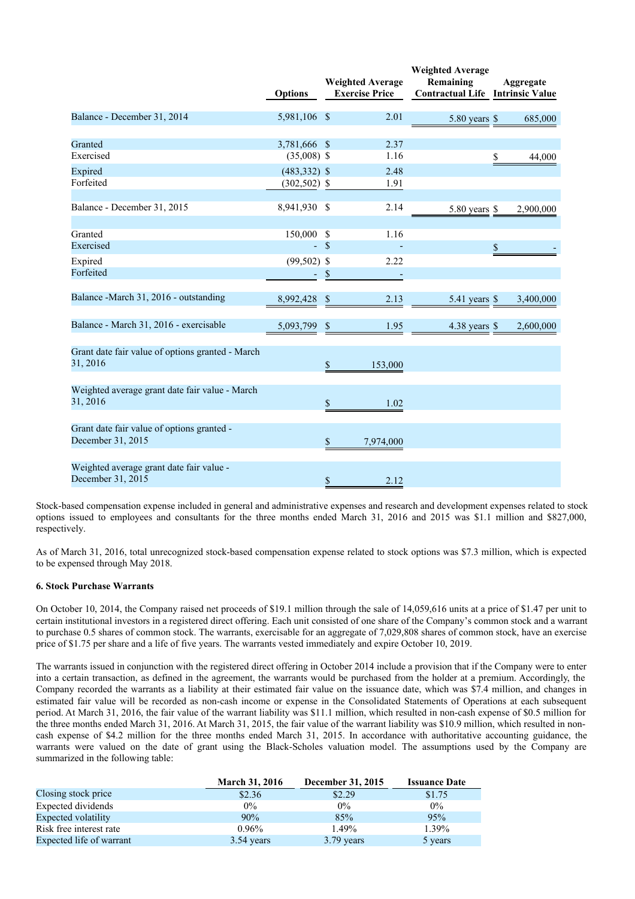| | Options | Weighted Average Exercise Price | Weighted Average Remaining Contractual Life | Aggregate Intrinsic Value |
|---|---|---|---|---|
| Balance - December 31, 2014 | 5,981,106 | $ 2.01 | 5.80 years | $ 685,000 |
| | | | | |
| Granted | 3,781,666 | $ 2.37 | | |
| Exercised | (35,008) | $ 1.16 | | $ 44,000 |
| Expired | (483,332) | $ 2.48 | | |
| Forfeited | (302,502) | $ 1.91 | | |
| | | | | |
| Balance - December 31, 2015 | 8,941,930 | $ 2.14 | 5.80 years | $ 2,900,000 |
| | | | | |
| Granted | 150,000 | $ 1.16 | | |
| Exercised | - | $ - | | $ - |
| Expired | (99,502) | $ 2.22 | | |
| Forfeited | - | $ - | | |
| | | | | |
| Balance -March 31, 2016 - outstanding | 8,992,428 | $ 2.13 | 5.41 years | $ 3,400,000 |
| | | | | |
| Balance - March 31, 2016 - exercisable | 5,093,799 | $ 1.95 | 4.38 years | $ 2,600,000 |
| | | | | |
| Grant date fair value of options granted - March 31, 2016 | | $ 153,000 | | |
| | | | | |
| Weighted average grant date fair value - March 31, 2016 | | $ 1.02 | | |
| | | | | |
| Grant date fair value of options granted - December 31, 2015 | | $ 7,974,000 | | |
| | | | | |
| Weighted average grant date fair value - December 31, 2015 | | $ 2.12 | | |

Stock-based compensation expense included in general and administrative expenses and research and development expenses related to stock options issued to employees and consultants for the three months ended March 31, 2016 and 2015 was $1.1 million and $827,000, respectively.

As of March 31, 2016, total unrecognized stock-based compensation expense related to stock options was $7.3 million, which is expected to be expensed through May 2018.

**6. Stock Purchase Warrants**

On October 10, 2014, the Company raised net proceeds of $19.1 million through the sale of 14,059,616 units at a price of $1.47 per unit to certain institutional investors in a registered direct offering. Each unit consisted of one share of the Company's common stock and a warrant to purchase 0.5 shares of common stock. The warrants, exercisable for an aggregate of 7,029,808 shares of common stock, have an exercise price of $1.75 per share and a life of five years. The warrants vested immediately and expire October 10, 2019.

The warrants issued in conjunction with the registered direct offering in October 2014 include a provision that if the Company were to enter into a certain transaction, as defined in the agreement, the warrants would be purchased from the holder at a premium. Accordingly, the Company recorded the warrants as a liability at their estimated fair value on the issuance date, which was $7.4 million, and changes in estimated fair value will be recorded as non-cash income or expense in the Consolidated Statements of Operations at each subsequent period. At March 31, 2016, the fair value of the warrant liability was $11.1 million, which resulted in non-cash expense of $0.5 million for the three months ended March 31, 2016. At March 31, 2015, the fair value of the warrant liability was $10.9 million, which resulted in non-cash expense of $4.2 million for the three months ended March 31, 2015. In accordance with authoritative accounting guidance, the warrants were valued on the date of grant using the Black-Scholes valuation model. The assumptions used by the Company are summarized in the following table:

| | March 31, 2016 | December 31, 2015 | Issuance Date |
|---|---|---|---|
| Closing stock price | $2.36 | $2.29 | $1.75 |
| Expected dividends | 0% | 0% | 0% |
| Expected volatility | 90% | 85% | 95% |
| Risk free interest rate | 0.96% | 1.49% | 1.39% |
| Expected life of warrant | 3.54 years | 3.79 years | 5 years |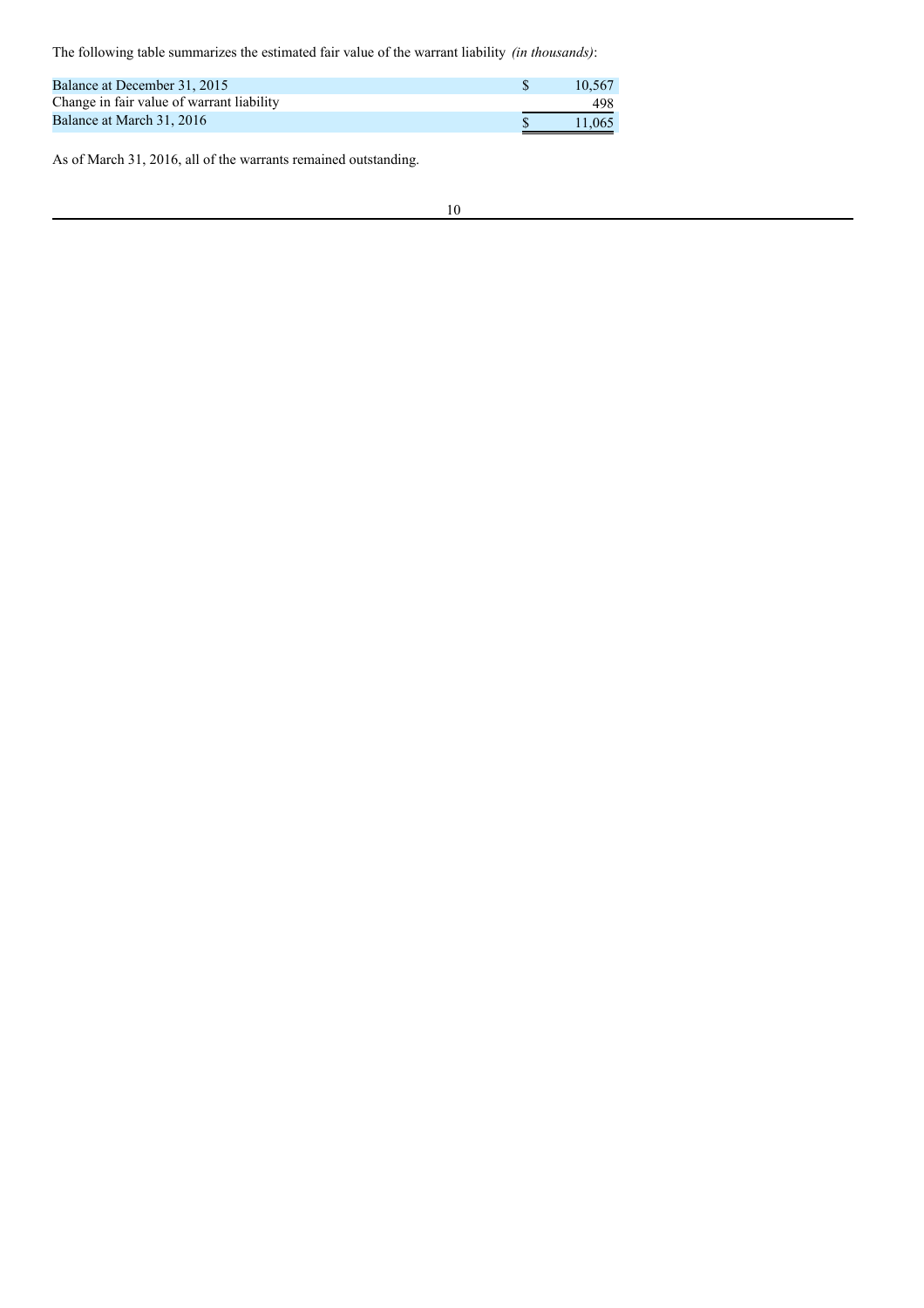The following table summarizes the estimated fair value of the warrant liability *(in thousands)*:

| | |
|---|---|
| Balance at December 31, 2015 | $ 10,567 |
| Change in fair value of warrant liability | 498 |
| Balance at March 31, 2016 | $ 11,065 |

As of March 31, 2016, all of the warrants remained outstanding.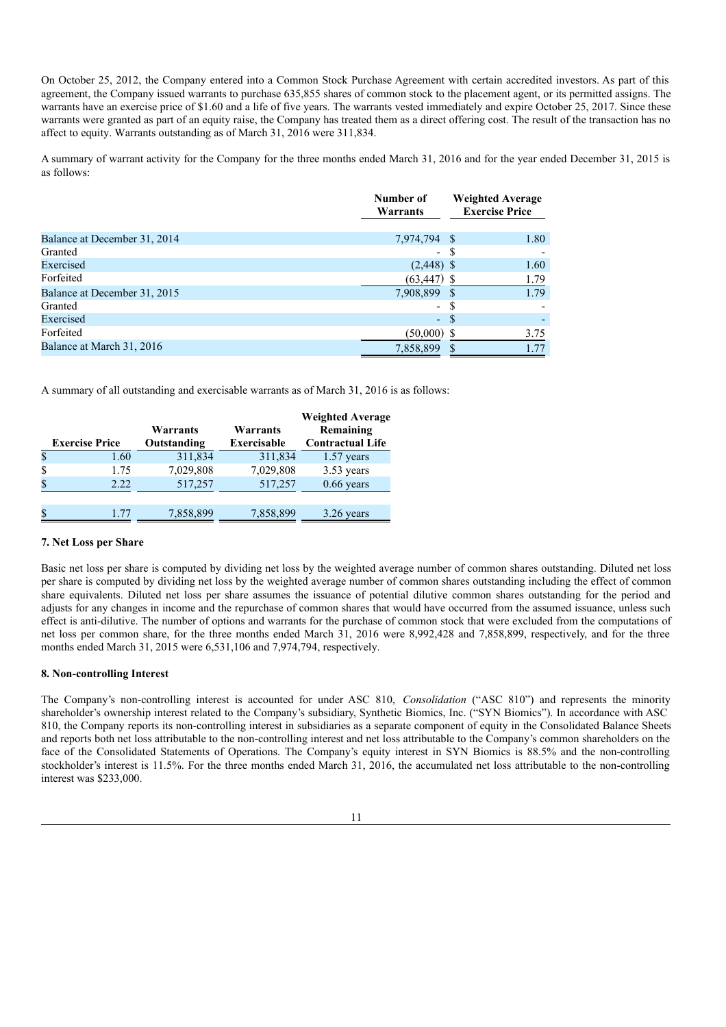On October 25, 2012, the Company entered into a Common Stock Purchase Agreement with certain accredited investors. As part of this agreement, the Company issued warrants to purchase 635,855 shares of common stock to the placement agent, or its permitted assigns. The warrants have an exercise price of $1.60 and a life of five years. The warrants vested immediately and expire October 25, 2017. Since these warrants were granted as part of an equity raise, the Company has treated them as a direct offering cost. The result of the transaction has no affect to equity. Warrants outstanding as of March 31, 2016 were 311,834.

A summary of warrant activity for the Company for the three months ended March 31, 2016 and for the year ended December 31, 2015 is as follows:

| | Number of Warrants | Weighted Average Exercise Price |
|---|---|---|
| Balance at December 31, 2014 | 7,974,794 | $ 1.80 |
| Granted | - | $ - |
| Exercised | (2,448) | $ 1.60 |
| Forfeited | (63,447) | $ 1.79 |
| Balance at December 31, 2015 | 7,908,899 | $ 1.79 |
| Granted | - | $ - |
| Exercised | - | $ - |
| Forfeited | (50,000) | $ 3.75 |
| Balance at March 31, 2016 | 7,858,899 | $ 1.77 |

A summary of all outstanding and exercisable warrants as of March 31, 2016 is as follows:

| Exercise Price | Warrants Outstanding | Warrants Exercisable | Weighted Average Remaining Contractual Life |
|---|---|---|---|
| $ 1.60 | 311,834 | 311,834 | 1.57 years |
| $ 1.75 | 7,029,808 | 7,029,808 | 3.53 years |
| $ 2.22 | 517,257 | 517,257 | 0.66 years |
| | | | |
| $ 1.77 | 7,858,899 | 7,858,899 | 3.26 years |

**7. Net Loss per Share**

Basic net loss per share is computed by dividing net loss by the weighted average number of common shares outstanding. Diluted net loss per share is computed by dividing net loss by the weighted average number of common shares outstanding including the effect of common share equivalents. Diluted net loss per share assumes the issuance of potential dilutive common shares outstanding for the period and adjusts for any changes in income and the repurchase of common shares that would have occurred from the assumed issuance, unless such effect is anti-dilutive. The number of options and warrants for the purchase of common stock that were excluded from the computations of net loss per common share, for the three months ended March 31, 2016 were 8,992,428 and 7,858,899, respectively, and for the three months ended March 31, 2015 were 6,531,106 and 7,974,794, respectively.

**8. Non-controlling Interest**

The Company's non-controlling interest is accounted for under ASC 810, *Consolidation* ("ASC 810") and represents the minority shareholder's ownership interest related to the Company's subsidiary, Synthetic Biomics, Inc. ("SYN Biomics"). In accordance with ASC 810, the Company reports its non-controlling interest in subsidiaries as a separate component of equity in the Consolidated Balance Sheets and reports both net loss attributable to the non-controlling interest and net loss attributable to the Company's common shareholders on the face of the Consolidated Statements of Operations. The Company's equity interest in SYN Biomics is 88.5% and the non-controlling stockholder's interest is 11.5%. For the three months ended March 31, 2016, the accumulated net loss attributable to the non-controlling interest was $233,000.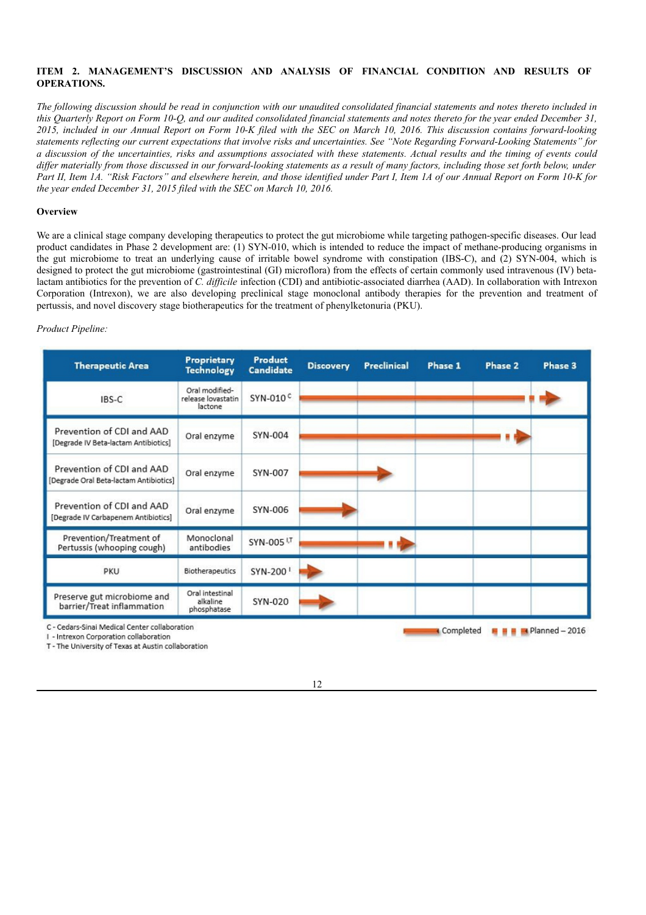### ITEM 2. MANAGEMENT'S DISCUSSION AND ANALYSIS OF FINANCIAL CONDITION AND RESULTS OF OPERATIONS.

*The following discussion should be read in conjunction with our unaudited consolidated financial statements and notes thereto included in this Quarterly Report on Form 10-Q, and our audited consolidated financial statements and notes thereto for the year ended December 31, 2015, included in our Annual Report on Form 10-K filed with the SEC on March 10, 2016. This discussion contains forward-looking statements reflecting our current expectations that involve risks and uncertainties. See "Note Regarding Forward-Looking Statements" for a discussion of the uncertainties, risks and assumptions associated with these statements. Actual results and the timing of events could differ materially from those discussed in our forward-looking statements as a result of many factors, including those set forth below, under Part II, Item 1A. "Risk Factors" and elsewhere herein, and those identified under Part I, Item 1A of our Annual Report on Form 10-K for the year ended December 31, 2015 filed with the SEC on March 10, 2016.*

**Overview**

We are a clinical stage company developing therapeutics to protect the gut microbiome while targeting pathogen-specific diseases. Our lead product candidates in Phase 2 development are: (1) SYN-010, which is intended to reduce the impact of methane-producing organisms in the gut microbiome to treat an underlying cause of irritable bowel syndrome with constipation (IBS-C), and (2) SYN-004, which is designed to protect the gut microbiome (gastrointestinal (GI) microflora) from the effects of certain commonly used intravenous (IV) beta-lactam antibiotics for the prevention of *C. difficile* infection (CDI) and antibiotic-associated diarrhea (AAD). In collaboration with Intrexon Corporation (Intrexon), we are also developing preclinical stage monoclonal antibody therapies for the prevention and treatment of pertussis, and novel discovery stage biotherapeutics for the treatment of phenylketonuria (PKU).

*Product Pipeline:*

| Therapeutic Area | Proprietary Technology | Product Candidate | Discovery | Preclinical | Phase 1 | Phase 2 | Phase 3 |
|---|---|---|---|---|---|---|---|
| IBS-C | Oral modified-release lovastatin lactone | SYN-010 [C] | Completed | Completed | Completed | Completed | Planned – 2016 |
| Prevention of CDI and AAD [Degrade IV Beta-lactam Antibiotics] | Oral enzyme | SYN-004 | Completed | Completed | Completed | Planned – 2016 | |
| Prevention of CDI and AAD [Degrade Oral Beta-lactam Antibiotics] | Oral enzyme | SYN-007 | Completed | Completed | | | |
| Prevention of CDI and AAD [Degrade IV Carbapenem Antibiotics] | Oral enzyme | SYN-006 | Completed | | | | |
| Prevention/Treatment of Pertussis (whooping cough) | Monoclonal antibodies | SYN-005 [I,T] | Completed | Completed | Planned – 2016 | | |
| PKU | Biotherapeutics | SYN-200 [I] | Completed | | | | |
| Preserve gut microbiome and barrier/Treat inflammation | Oral intestinal alkaline phosphatase | SYN-020 | Completed | | | | |

C - Cedars-Sinai Medical Center collaboration
I - Intrexon Corporation collaboration
T - The University of Texas at Austin collaboration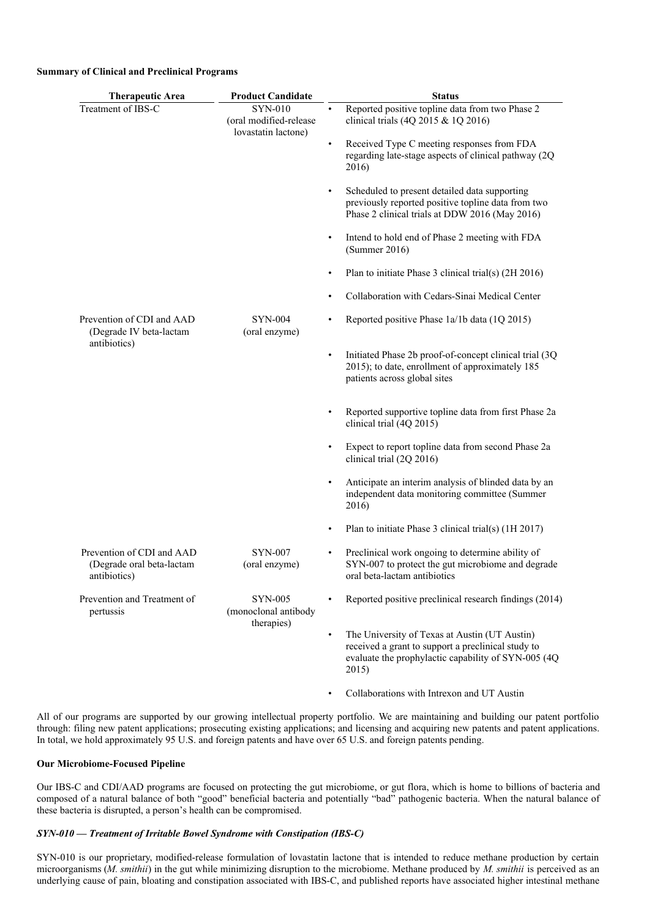**Summary of Clinical and Preclinical Programs**

| Therapeutic Area | Product Candidate | Status |
|---|---|---|
| Treatment of IBS-C | SYN-010 (oral modified-release lovastatin lactone) | • Reported positive topline data from two Phase 2 clinical trials (4Q 2015 & 1Q 2016)<br>• Received Type C meeting responses from FDA regarding late-stage aspects of clinical pathway (2Q 2016)<br>• Scheduled to present detailed data supporting previously reported positive topline data from two Phase 2 clinical trials at DDW 2016 (May 2016)<br>• Intend to hold end of Phase 2 meeting with FDA (Summer 2016)<br>• Plan to initiate Phase 3 clinical trial(s) (2H 2016)<br>• Collaboration with Cedars-Sinai Medical Center |
| Prevention of CDI and AAD (Degrade IV beta-lactam antibiotics) | SYN-004 (oral enzyme) | • Reported positive Phase 1a/1b data (1Q 2015)<br>• Initiated Phase 2b proof-of-concept clinical trial (3Q 2015); to date, enrollment of approximately 185 patients across global sites<br>• Reported supportive topline data from first Phase 2a clinical trial (4Q 2015)<br>• Expect to report topline data from second Phase 2a clinical trial (2Q 2016)<br>• Anticipate an interim analysis of blinded data by an independent data monitoring committee (Summer 2016)<br>• Plan to initiate Phase 3 clinical trial(s) (1H 2017) |
| Prevention of CDI and AAD (Degrade oral beta-lactam antibiotics) | SYN-007 (oral enzyme) | • Preclinical work ongoing to determine ability of SYN-007 to protect the gut microbiome and degrade oral beta-lactam antibiotics |
| Prevention and Treatment of pertussis | SYN-005 (monoclonal antibody therapies) | • Reported positive preclinical research findings (2014)<br>• The University of Texas at Austin (UT Austin) received a grant to support a preclinical study to evaluate the prophylactic capability of SYN-005 (4Q 2015)<br>• Collaborations with Intrexon and UT Austin |

All of our programs are supported by our growing intellectual property portfolio. We are maintaining and building our patent portfolio through: filing new patent applications; prosecuting existing applications; and licensing and acquiring new patents and patent applications. In total, we hold approximately 95 U.S. and foreign patents and have over 65 U.S. and foreign patents pending.

**Our Microbiome-Focused Pipeline**

Our IBS-C and CDI/AAD programs are focused on protecting the gut microbiome, or gut flora, which is home to billions of bacteria and composed of a natural balance of both "good" beneficial bacteria and potentially "bad" pathogenic bacteria. When the natural balance of these bacteria is disrupted, a person's health can be compromised.

***SYN-010 — Treatment of Irritable Bowel Syndrome with Constipation (IBS-C)***

SYN-010 is our proprietary, modified-release formulation of lovastatin lactone that is intended to reduce methane production by certain microorganisms (*M. smithii*) in the gut while minimizing disruption to the microbiome. Methane produced by *M. smithii* is perceived as an underlying cause of pain, bloating and constipation associated with IBS-C, and published reports have associated higher intestinal methane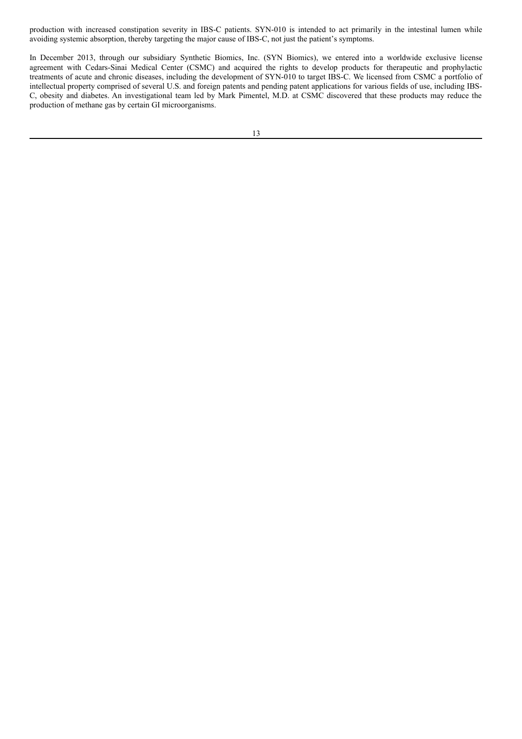production with increased constipation severity in IBS-C patients. SYN-010 is intended to act primarily in the intestinal lumen while avoiding systemic absorption, thereby targeting the major cause of IBS-C, not just the patient's symptoms.

In December 2013, through our subsidiary Synthetic Biomics, Inc. (SYN Biomics), we entered into a worldwide exclusive license agreement with Cedars-Sinai Medical Center (CSMC) and acquired the rights to develop products for therapeutic and prophylactic treatments of acute and chronic diseases, including the development of SYN-010 to target IBS-C. We licensed from CSMC a portfolio of intellectual property comprised of several U.S. and foreign patents and pending patent applications for various fields of use, including IBS-C, obesity and diabetes. An investigational team led by Mark Pimentel, M.D. at CSMC discovered that these products may reduce the production of methane gas by certain GI microorganisms.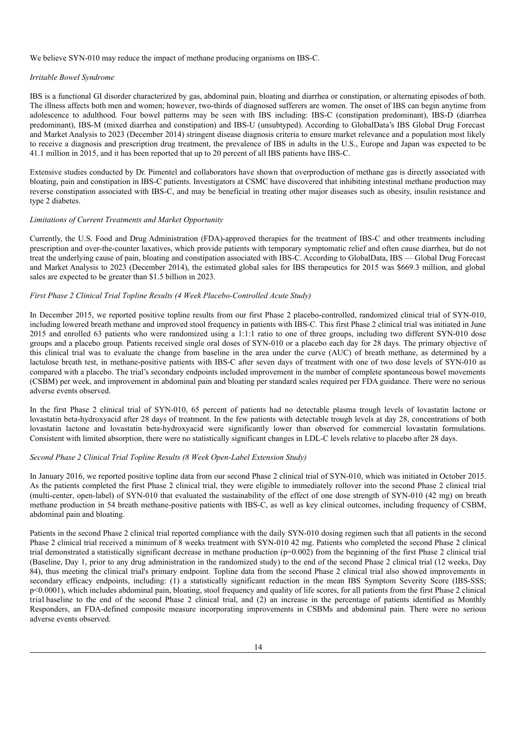We believe SYN-010 may reduce the impact of methane producing organisms on IBS-C.

*Irritable Bowel Syndrome*

IBS is a functional GI disorder characterized by gas, abdominal pain, bloating and diarrhea or constipation, or alternating episodes of both. The illness affects both men and women; however, two-thirds of diagnosed sufferers are women. The onset of IBS can begin anytime from adolescence to adulthood. Four bowel patterns may be seen with IBS including: IBS-C (constipation predominant), IBS-D (diarrhea predominant), IBS-M (mixed diarrhea and constipation) and IBS-U (unsubtyped). According to GlobalData's IBS Global Drug Forecast and Market Analysis to 2023 (December 2014) stringent disease diagnosis criteria to ensure market relevance and a population most likely to receive a diagnosis and prescription drug treatment, the prevalence of IBS in adults in the U.S., Europe and Japan was expected to be 41.1 million in 2015, and it has been reported that up to 20 percent of all IBS patients have IBS-C.

Extensive studies conducted by Dr. Pimentel and collaborators have shown that overproduction of methane gas is directly associated with bloating, pain and constipation in IBS-C patients. Investigators at CSMC have discovered that inhibiting intestinal methane production may reverse constipation associated with IBS-C, and may be beneficial in treating other major diseases such as obesity, insulin resistance and type 2 diabetes.

*Limitations of Current Treatments and Market Opportunity*

Currently, the U.S. Food and Drug Administration (FDA)-approved therapies for the treatment of IBS-C and other treatments including prescription and over-the-counter laxatives, which provide patients with temporary symptomatic relief and often cause diarrhea, but do not treat the underlying cause of pain, bloating and constipation associated with IBS-C. According to GlobalData, IBS — Global Drug Forecast and Market Analysis to 2023 (December 2014), the estimated global sales for IBS therapeutics for 2015 was $669.3 million, and global sales are expected to be greater than $1.5 billion in 2023.

*First Phase 2 Clinical Trial Topline Results (4 Week Placebo-Controlled Acute Study)*

In December 2015, we reported positive topline results from our first Phase 2 placebo-controlled, randomized clinical trial of SYN-010, including lowered breath methane and improved stool frequency in patients with IBS-C. This first Phase 2 clinical trial was initiated in June 2015 and enrolled 63 patients who were randomized using a 1:1:1 ratio to one of three groups, including two different SYN-010 dose groups and a placebo group. Patients received single oral doses of SYN-010 or a placebo each day for 28 days. The primary objective of this clinical trial was to evaluate the change from baseline in the area under the curve (AUC) of breath methane, as determined by a lactulose breath test, in methane-positive patients with IBS-C after seven days of treatment with one of two dose levels of SYN-010 as compared with a placebo. The trial's secondary endpoints included improvement in the number of complete spontaneous bowel movements (CSBM) per week, and improvement in abdominal pain and bloating per standard scales required per FDA guidance. There were no serious adverse events observed.

In the first Phase 2 clinical trial of SYN-010, 65 percent of patients had no detectable plasma trough levels of lovastatin lactone or lovastatin beta-hydroxyacid after 28 days of treatment. In the few patients with detectable trough levels at day 28, concentrations of both lovastatin lactone and lovastatin beta-hydroxyacid were significantly lower than observed for commercial lovastatin formulations. Consistent with limited absorption, there were no statistically significant changes in LDL-C levels relative to placebo after 28 days.

*Second Phase 2 Clinical Trial Topline Results (8 Week Open-Label Extension Study)*

In January 2016, we reported positive topline data from our second Phase 2 clinical trial of SYN-010, which was initiated in October 2015. As the patients completed the first Phase 2 clinical trial, they were eligible to immediately rollover into the second Phase 2 clinical trial (multi-center, open-label) of SYN-010 that evaluated the sustainability of the effect of one dose strength of SYN-010 (42 mg) on breath methane production in 54 breath methane-positive patients with IBS-C, as well as key clinical outcomes, including frequency of CSBM, abdominal pain and bloating.

Patients in the second Phase 2 clinical trial reported compliance with the daily SYN-010 dosing regimen such that all patients in the second Phase 2 clinical trial received a minimum of 8 weeks treatment with SYN-010 42 mg. Patients who completed the second Phase 2 clinical trial demonstrated a statistically significant decrease in methane production ($p=0.002$) from the beginning of the first Phase 2 clinical trial (Baseline, Day 1, prior to any drug administration in the randomized study) to the end of the second Phase 2 clinical trial (12 weeks, Day 84), thus meeting the clinical trial's primary endpoint. Topline data from the second Phase 2 clinical trial also showed improvements in secondary efficacy endpoints, including: (1) a statistically significant reduction in the mean IBS Symptom Severity Score (IBS-SSS; $p<0.0001$), which includes abdominal pain, bloating, stool frequency and quality of life scores, for all patients from the first Phase 2 clinical trial baseline to the end of the second Phase 2 clinical trial, and (2) an increase in the percentage of patients identified as Monthly Responders, an FDA-defined composite measure incorporating improvements in CSBMs and abdominal pain. There were no serious adverse events observed.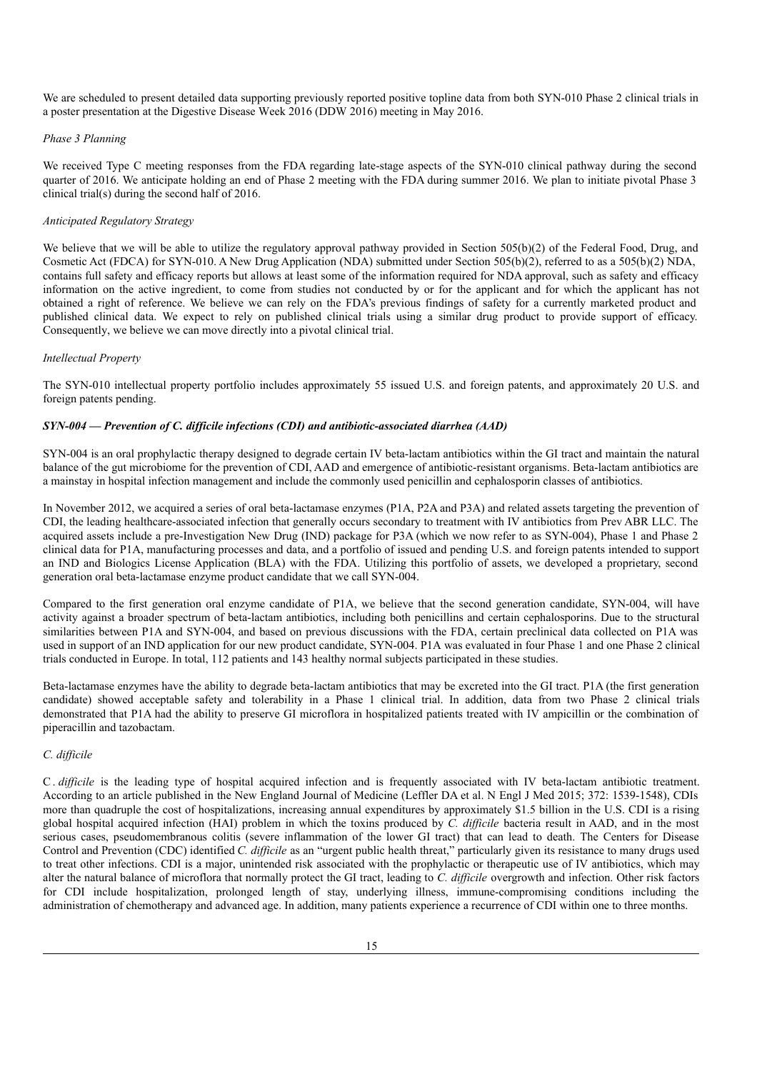We are scheduled to present detailed data supporting previously reported positive topline data from both SYN-010 Phase 2 clinical trials in a poster presentation at the Digestive Disease Week 2016 (DDW 2016) meeting in May 2016.

*Phase 3 Planning*

We received Type C meeting responses from the FDA regarding late-stage aspects of the SYN-010 clinical pathway during the second quarter of 2016. We anticipate holding an end of Phase 2 meeting with the FDA during summer 2016. We plan to initiate pivotal Phase 3 clinical trial(s) during the second half of 2016.

*Anticipated Regulatory Strategy*

We believe that we will be able to utilize the regulatory approval pathway provided in Section 505(b)(2) of the Federal Food, Drug, and Cosmetic Act (FDCA) for SYN-010. A New Drug Application (NDA) submitted under Section 505(b)(2), referred to as a 505(b)(2) NDA, contains full safety and efficacy reports but allows at least some of the information required for NDA approval, such as safety and efficacy information on the active ingredient, to come from studies not conducted by or for the applicant and for which the applicant has not obtained a right of reference. We believe we can rely on the FDA's previous findings of safety for a currently marketed product and published clinical data. We expect to rely on published clinical trials using a similar drug product to provide support of efficacy. Consequently, we believe we can move directly into a pivotal clinical trial.

*Intellectual Property*

The SYN-010 intellectual property portfolio includes approximately 55 issued U.S. and foreign patents, and approximately 20 U.S. and foreign patents pending.

***SYN-004 — Prevention of C. difficile infections (CDI) and antibiotic-associated diarrhea (AAD)***

SYN-004 is an oral prophylactic therapy designed to degrade certain IV beta-lactam antibiotics within the GI tract and maintain the natural balance of the gut microbiome for the prevention of CDI, AAD and emergence of antibiotic-resistant organisms. Beta-lactam antibiotics are a mainstay in hospital infection management and include the commonly used penicillin and cephalosporin classes of antibiotics.

In November 2012, we acquired a series of oral beta-lactamase enzymes (P1A, P2A and P3A) and related assets targeting the prevention of CDI, the leading healthcare-associated infection that generally occurs secondary to treatment with IV antibiotics from Prev ABR LLC. The acquired assets include a pre-Investigation New Drug (IND) package for P3A (which we now refer to as SYN-004), Phase 1 and Phase 2 clinical data for P1A, manufacturing processes and data, and a portfolio of issued and pending U.S. and foreign patents intended to support an IND and Biologics License Application (BLA) with the FDA. Utilizing this portfolio of assets, we developed a proprietary, second generation oral beta-lactamase enzyme product candidate that we call SYN-004.

Compared to the first generation oral enzyme candidate of P1A, we believe that the second generation candidate, SYN-004, will have activity against a broader spectrum of beta-lactam antibiotics, including both penicillins and certain cephalosporins. Due to the structural similarities between P1A and SYN-004, and based on previous discussions with the FDA, certain preclinical data collected on P1A was used in support of an IND application for our new product candidate, SYN-004. P1A was evaluated in four Phase 1 and one Phase 2 clinical trials conducted in Europe. In total, 112 patients and 143 healthy normal subjects participated in these studies.

Beta-lactamase enzymes have the ability to degrade beta-lactam antibiotics that may be excreted into the GI tract. P1A (the first generation candidate) showed acceptable safety and tolerability in a Phase 1 clinical trial. In addition, data from two Phase 2 clinical trials demonstrated that P1A had the ability to preserve GI microflora in hospitalized patients treated with IV ampicillin or the combination of piperacillin and tazobactam.

*C. difficile*

*C. difficile* is the leading type of hospital acquired infection and is frequently associated with IV beta-lactam antibiotic treatment. According to an article published in the New England Journal of Medicine (Leffler DA et al. N Engl J Med 2015; 372: 1539-1548), CDIs more than quadruple the cost of hospitalizations, increasing annual expenditures by approximately $1.5 billion in the U.S. CDI is a rising global hospital acquired infection (HAI) problem in which the toxins produced by *C. difficile* bacteria result in AAD, and in the most serious cases, pseudomembranous colitis (severe inflammation of the lower GI tract) that can lead to death. The Centers for Disease Control and Prevention (CDC) identified *C. difficile* as an "urgent public health threat," particularly given its resistance to many drugs used to treat other infections. CDI is a major, unintended risk associated with the prophylactic or therapeutic use of IV antibiotics, which may alter the natural balance of microflora that normally protect the GI tract, leading to *C. difficile* overgrowth and infection. Other risk factors for CDI include hospitalization, prolonged length of stay, underlying illness, immune-compromising conditions including the administration of chemotherapy and advanced age. In addition, many patients experience a recurrence of CDI within one to three months.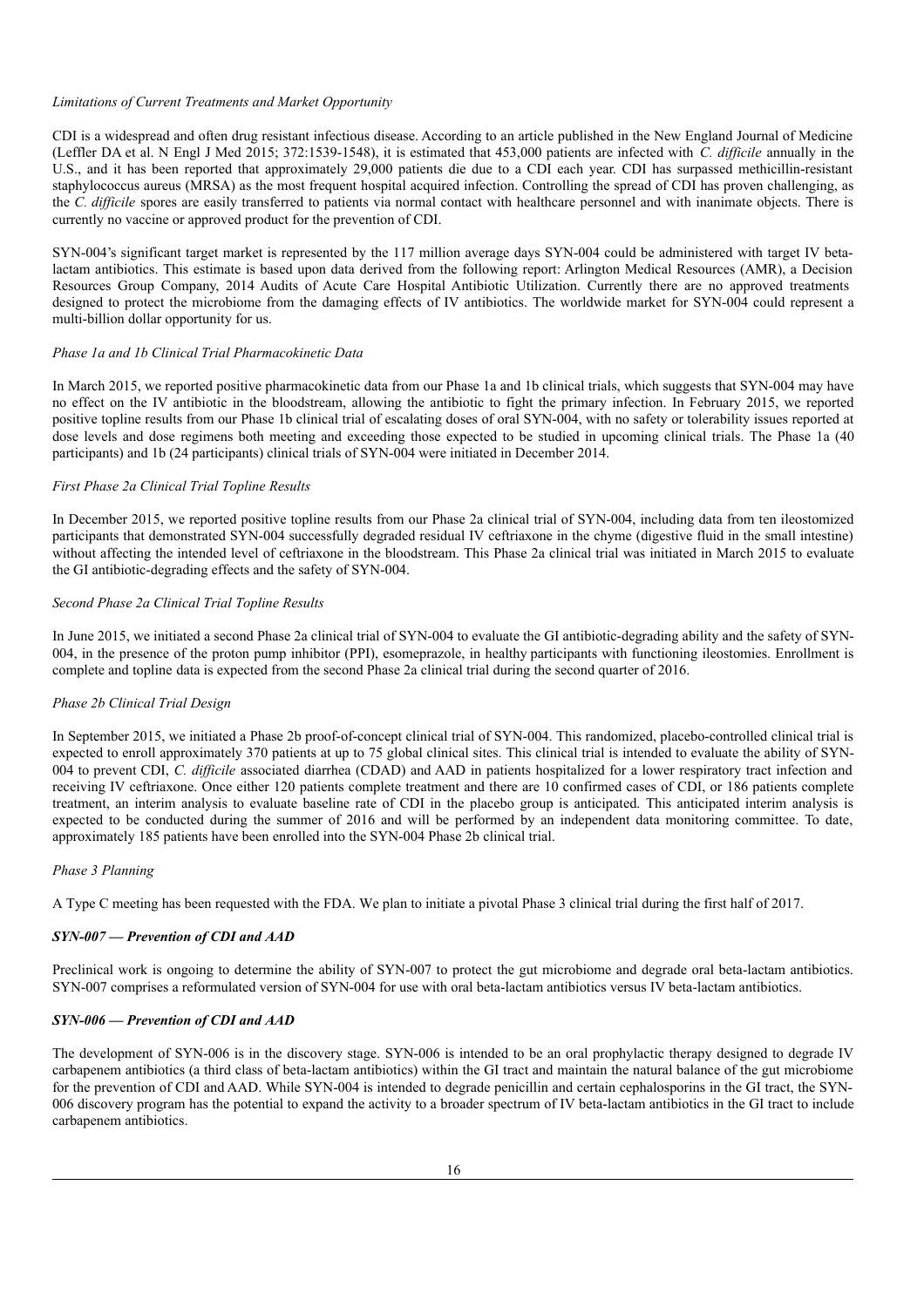*Limitations of Current Treatments and Market Opportunity*

CDI is a widespread and often drug resistant infectious disease. According to an article published in the New England Journal of Medicine (Leffler DA et al. N Engl J Med 2015; 372:1539-1548), it is estimated that 453,000 patients are infected with *C. difficile* annually in the U.S., and it has been reported that approximately 29,000 patients die due to a CDI each year. CDI has surpassed methicillin-resistant staphylococcus aureus (MRSA) as the most frequent hospital acquired infection. Controlling the spread of CDI has proven challenging, as the *C. difficile* spores are easily transferred to patients via normal contact with healthcare personnel and with inanimate objects. There is currently no vaccine or approved product for the prevention of CDI.

SYN-004's significant target market is represented by the 117 million average days SYN-004 could be administered with target IV beta-lactam antibiotics. This estimate is based upon data derived from the following report: Arlington Medical Resources (AMR), a Decision Resources Group Company, 2014 Audits of Acute Care Hospital Antibiotic Utilization. Currently there are no approved treatments designed to protect the microbiome from the damaging effects of IV antibiotics. The worldwide market for SYN-004 could represent a multi-billion dollar opportunity for us.

*Phase 1a and 1b Clinical Trial Pharmacokinetic Data*

In March 2015, we reported positive pharmacokinetic data from our Phase 1a and 1b clinical trials, which suggests that SYN-004 may have no effect on the IV antibiotic in the bloodstream, allowing the antibiotic to fight the primary infection. In February 2015, we reported positive topline results from our Phase 1b clinical trial of escalating doses of oral SYN-004, with no safety or tolerability issues reported at dose levels and dose regimens both meeting and exceeding those expected to be studied in upcoming clinical trials. The Phase 1a (40 participants) and 1b (24 participants) clinical trials of SYN-004 were initiated in December 2014.

*First Phase 2a Clinical Trial Topline Results*

In December 2015, we reported positive topline results from our Phase 2a clinical trial of SYN-004, including data from ten ileostomized participants that demonstrated SYN-004 successfully degraded residual IV ceftriaxone in the chyme (digestive fluid in the small intestine) without affecting the intended level of ceftriaxone in the bloodstream. This Phase 2a clinical trial was initiated in March 2015 to evaluate the GI antibiotic-degrading effects and the safety of SYN-004.

*Second Phase 2a Clinical Trial Topline Results*

In June 2015, we initiated a second Phase 2a clinical trial of SYN-004 to evaluate the GI antibiotic-degrading ability and the safety of SYN-004, in the presence of the proton pump inhibitor (PPI), esomeprazole, in healthy participants with functioning ileostomies. Enrollment is complete and topline data is expected from the second Phase 2a clinical trial during the second quarter of 2016.

*Phase 2b Clinical Trial Design*

In September 2015, we initiated a Phase 2b proof-of-concept clinical trial of SYN-004. This randomized, placebo-controlled clinical trial is expected to enroll approximately 370 patients at up to 75 global clinical sites. This clinical trial is intended to evaluate the ability of SYN-004 to prevent CDI, *C. difficile* associated diarrhea (CDAD) and AAD in patients hospitalized for a lower respiratory tract infection and receiving IV ceftriaxone. Once either 120 patients complete treatment and there are 10 confirmed cases of CDI, or 186 patients complete treatment, an interim analysis to evaluate baseline rate of CDI in the placebo group is anticipated. This anticipated interim analysis is expected to be conducted during the summer of 2016 and will be performed by an independent data monitoring committee. To date, approximately 185 patients have been enrolled into the SYN-004 Phase 2b clinical trial.

*Phase 3 Planning*

A Type C meeting has been requested with the FDA. We plan to initiate a pivotal Phase 3 clinical trial during the first half of 2017.

### ***SYN-007 — Prevention of CDI and AAD***

Preclinical work is ongoing to determine the ability of SYN-007 to protect the gut microbiome and degrade oral beta-lactam antibiotics. SYN-007 comprises a reformulated version of SYN-004 for use with oral beta-lactam antibiotics versus IV beta-lactam antibiotics.

### ***SYN-006 — Prevention of CDI and AAD***

The development of SYN-006 is in the discovery stage. SYN-006 is intended to be an oral prophylactic therapy designed to degrade IV carbapenem antibiotics (a third class of beta-lactam antibiotics) within the GI tract and maintain the natural balance of the gut microbiome for the prevention of CDI and AAD. While SYN-004 is intended to degrade penicillin and certain cephalosporins in the GI tract, the SYN-006 discovery program has the potential to expand the activity to a broader spectrum of IV beta-lactam antibiotics in the GI tract to include carbapenem antibiotics.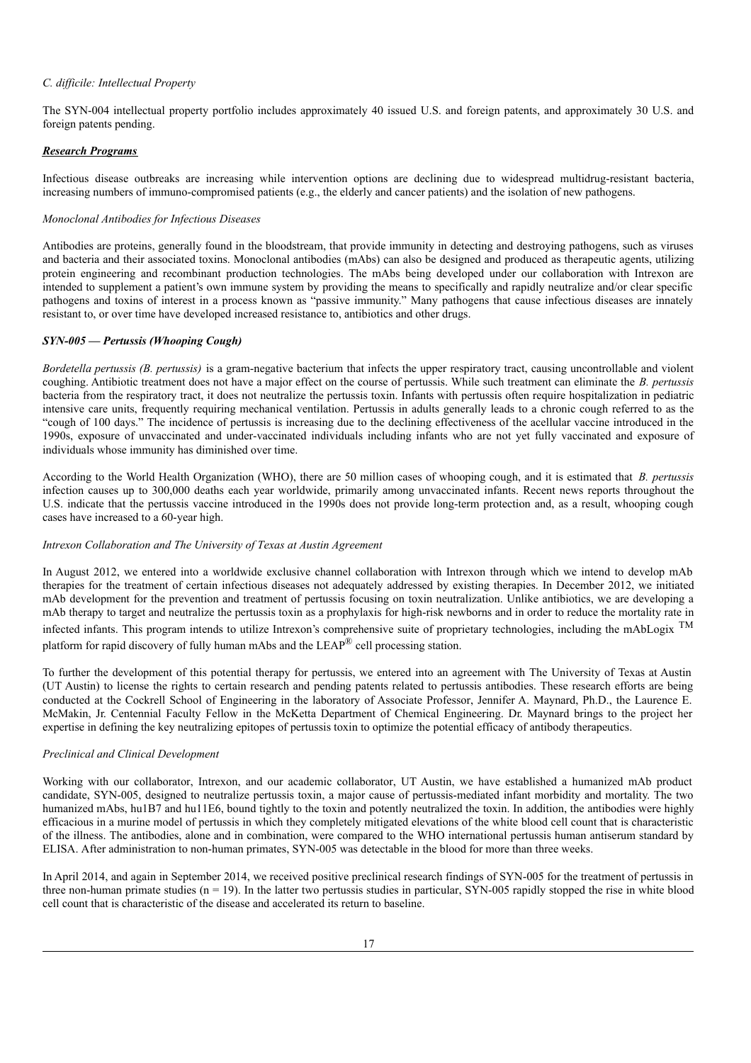*C. difficile: Intellectual Property*

The SYN-004 intellectual property portfolio includes approximately 40 issued U.S. and foreign patents, and approximately 30 U.S. and foreign patents pending.

***Research Programs***

Infectious disease outbreaks are increasing while intervention options are declining due to widespread multidrug-resistant bacteria, increasing numbers of immuno-compromised patients (e.g., the elderly and cancer patients) and the isolation of new pathogens.

*Monoclonal Antibodies for Infectious Diseases*

Antibodies are proteins, generally found in the bloodstream, that provide immunity in detecting and destroying pathogens, such as viruses and bacteria and their associated toxins. Monoclonal antibodies (mAbs) can also be designed and produced as therapeutic agents, utilizing protein engineering and recombinant production technologies. The mAbs being developed under our collaboration with Intrexon are intended to supplement a patient's own immune system by providing the means to specifically and rapidly neutralize and/or clear specific pathogens and toxins of interest in a process known as "passive immunity." Many pathogens that cause infectious diseases are innately resistant to, or over time have developed increased resistance to, antibiotics and other drugs.

***SYN-005 — Pertussis (Whooping Cough)***

*Bordetella pertussis (B. pertussis)* is a gram-negative bacterium that infects the upper respiratory tract, causing uncontrollable and violent coughing. Antibiotic treatment does not have a major effect on the course of pertussis. While such treatment can eliminate the *B. pertussis* bacteria from the respiratory tract, it does not neutralize the pertussis toxin. Infants with pertussis often require hospitalization in pediatric intensive care units, frequently requiring mechanical ventilation. Pertussis in adults generally leads to a chronic cough referred to as the "cough of 100 days." The incidence of pertussis is increasing due to the declining effectiveness of the acellular vaccine introduced in the 1990s, exposure of unvaccinated and under-vaccinated individuals including infants who are not yet fully vaccinated and exposure of individuals whose immunity has diminished over time.

According to the World Health Organization (WHO), there are 50 million cases of whooping cough, and it is estimated that *B. pertussis* infection causes up to 300,000 deaths each year worldwide, primarily among unvaccinated infants. Recent news reports throughout the U.S. indicate that the pertussis vaccine introduced in the 1990s does not provide long-term protection and, as a result, whooping cough cases have increased to a 60-year high.

*Intrexon Collaboration and The University of Texas at Austin Agreement*

In August 2012, we entered into a worldwide exclusive channel collaboration with Intrexon through which we intend to develop mAb therapies for the treatment of certain infectious diseases not adequately addressed by existing therapies. In December 2012, we initiated mAb development for the prevention and treatment of pertussis focusing on toxin neutralization. Unlike antibiotics, we are developing a mAb therapy to target and neutralize the pertussis toxin as a prophylaxis for high-risk newborns and in order to reduce the mortality rate in infected infants. This program intends to utilize Intrexon's comprehensive suite of proprietary technologies, including the mAbLogix ™ platform for rapid discovery of fully human mAbs and the LEAP® cell processing station.

To further the development of this potential therapy for pertussis, we entered into an agreement with The University of Texas at Austin (UT Austin) to license the rights to certain research and pending patents related to pertussis antibodies. These research efforts are being conducted at the Cockrell School of Engineering in the laboratory of Associate Professor, Jennifer A. Maynard, Ph.D., the Laurence E. McMakin, Jr. Centennial Faculty Fellow in the McKetta Department of Chemical Engineering. Dr. Maynard brings to the project her expertise in defining the key neutralizing epitopes of pertussis toxin to optimize the potential efficacy of antibody therapeutics.

*Preclinical and Clinical Development*

Working with our collaborator, Intrexon, and our academic collaborator, UT Austin, we have established a humanized mAb product candidate, SYN-005, designed to neutralize pertussis toxin, a major cause of pertussis-mediated infant morbidity and mortality. The two humanized mAbs, hu1B7 and hu11E6, bound tightly to the toxin and potently neutralized the toxin. In addition, the antibodies were highly efficacious in a murine model of pertussis in which they completely mitigated elevations of the white blood cell count that is characteristic of the illness. The antibodies, alone and in combination, were compared to the WHO international pertussis human antiserum standard by ELISA. After administration to non-human primates, SYN-005 was detectable in the blood for more than three weeks.

In April 2014, and again in September 2014, we received positive preclinical research findings of SYN-005 for the treatment of pertussis in three non-human primate studies ($n = 19$). In the latter two pertussis studies in particular, SYN-005 rapidly stopped the rise in white blood cell count that is characteristic of the disease and accelerated its return to baseline.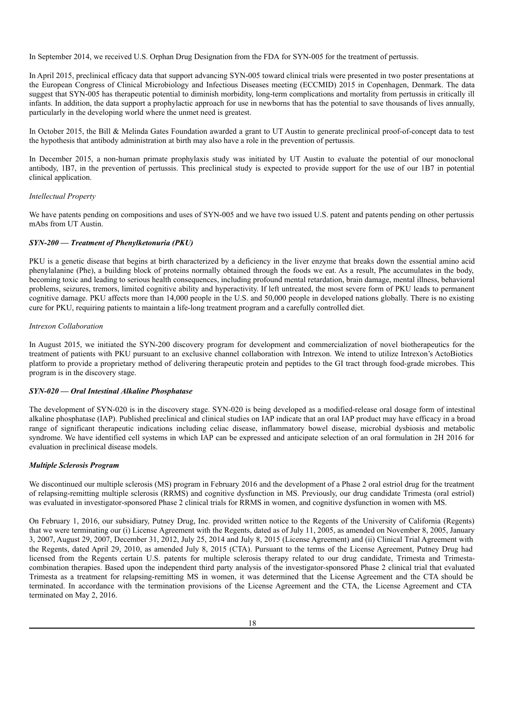In September 2014, we received U.S. Orphan Drug Designation from the FDA for SYN-005 for the treatment of pertussis.

In April 2015, preclinical efficacy data that support advancing SYN-005 toward clinical trials were presented in two poster presentations at the European Congress of Clinical Microbiology and Infectious Diseases meeting (ECCMID) 2015 in Copenhagen, Denmark. The data suggest that SYN-005 has therapeutic potential to diminish morbidity, long-term complications and mortality from pertussis in critically ill infants. In addition, the data support a prophylactic approach for use in newborns that has the potential to save thousands of lives annually, particularly in the developing world where the unmet need is greatest.

In October 2015, the Bill & Melinda Gates Foundation awarded a grant to UT Austin to generate preclinical proof-of-concept data to test the hypothesis that antibody administration at birth may also have a role in the prevention of pertussis.

In December 2015, a non-human primate prophylaxis study was initiated by UT Austin to evaluate the potential of our monoclonal antibody, 1B7, in the prevention of pertussis. This preclinical study is expected to provide support for the use of our 1B7 in potential clinical application.

*Intellectual Property*

We have patents pending on compositions and uses of SYN-005 and we have two issued U.S. patent and patents pending on other pertussis mAbs from UT Austin.

***SYN-200 — Treatment of Phenylketonuria (PKU)***

PKU is a genetic disease that begins at birth characterized by a deficiency in the liver enzyme that breaks down the essential amino acid phenylalanine (Phe), a building block of proteins normally obtained through the foods we eat. As a result, Phe accumulates in the body, becoming toxic and leading to serious health consequences, including profound mental retardation, brain damage, mental illness, behavioral problems, seizures, tremors, limited cognitive ability and hyperactivity. If left untreated, the most severe form of PKU leads to permanent cognitive damage. PKU affects more than 14,000 people in the U.S. and 50,000 people in developed nations globally. There is no existing cure for PKU, requiring patients to maintain a life-long treatment program and a carefully controlled diet.

*Intrexon Collaboration*

In August 2015, we initiated the SYN-200 discovery program for development and commercialization of novel biotherapeutics for the treatment of patients with PKU pursuant to an exclusive channel collaboration with Intrexon. We intend to utilize Intrexon's ActoBiotics platform to provide a proprietary method of delivering therapeutic protein and peptides to the GI tract through food-grade microbes. This program is in the discovery stage.

***SYN-020 — Oral Intestinal Alkaline Phosphatase***

The development of SYN-020 is in the discovery stage. SYN-020 is being developed as a modified-release oral dosage form of intestinal alkaline phosphatase (IAP). Published preclinical and clinical studies on IAP indicate that an oral IAP product may have efficacy in a broad range of significant therapeutic indications including celiac disease, inflammatory bowel disease, microbial dysbiosis and metabolic syndrome. We have identified cell systems in which IAP can be expressed and anticipate selection of an oral formulation in 2H 2016 for evaluation in preclinical disease models.

***Multiple Sclerosis Program***

We discontinued our multiple sclerosis (MS) program in February 2016 and the development of a Phase 2 oral estriol drug for the treatment of relapsing-remitting multiple sclerosis (RRMS) and cognitive dysfunction in MS. Previously, our drug candidate Trimesta (oral estriol) was evaluated in investigator-sponsored Phase 2 clinical trials for RRMS in women, and cognitive dysfunction in women with MS.

On February 1, 2016, our subsidiary, Putney Drug, Inc. provided written notice to the Regents of the University of California (Regents) that we were terminating our (i) License Agreement with the Regents, dated as of July 11, 2005, as amended on November 8, 2005, January 3, 2007, August 29, 2007, December 31, 2012, July 25, 2014 and July 8, 2015 (License Agreement) and (ii) Clinical Trial Agreement with the Regents, dated April 29, 2010, as amended July 8, 2015 (CTA). Pursuant to the terms of the License Agreement, Putney Drug had licensed from the Regents certain U.S. patents for multiple sclerosis therapy related to our drug candidate, Trimesta and Trimesta-combination therapies. Based upon the independent third party analysis of the investigator-sponsored Phase 2 clinical trial that evaluated Trimesta as a treatment for relapsing-remitting MS in women, it was determined that the License Agreement and the CTA should be terminated. In accordance with the termination provisions of the License Agreement and the CTA, the License Agreement and CTA terminated on May 2, 2016.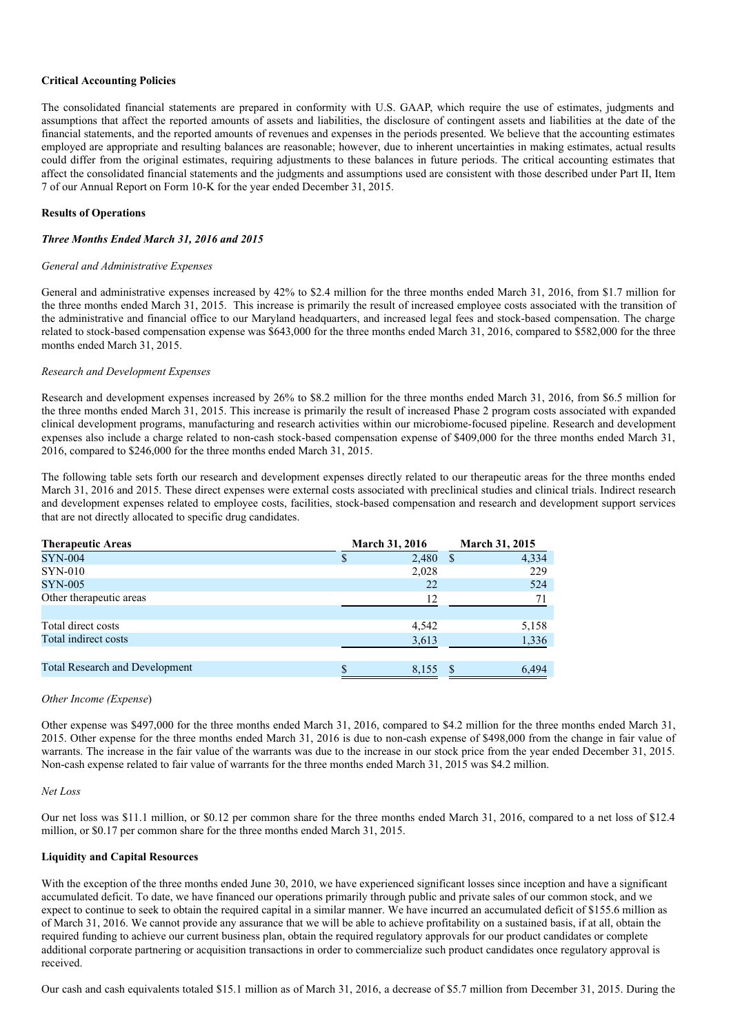**Critical Accounting Policies**

The consolidated financial statements are prepared in conformity with U.S. GAAP, which require the use of estimates, judgments and assumptions that affect the reported amounts of assets and liabilities, the disclosure of contingent assets and liabilities at the date of the financial statements, and the reported amounts of revenues and expenses in the periods presented. We believe that the accounting estimates employed are appropriate and resulting balances are reasonable; however, due to inherent uncertainties in making estimates, actual results could differ from the original estimates, requiring adjustments to these balances in future periods. The critical accounting estimates that affect the consolidated financial statements and the judgments and assumptions used are consistent with those described under Part II, Item 7 of our Annual Report on Form 10-K for the year ended December 31, 2015.

**Results of Operations**

***Three Months Ended March 31, 2016 and 2015***

*General and Administrative Expenses*

General and administrative expenses increased by 42% to $2.4 million for the three months ended March 31, 2016, from $1.7 million for the three months ended March 31, 2015. This increase is primarily the result of increased employee costs associated with the transition of the administrative and financial office to our Maryland headquarters, and increased legal fees and stock-based compensation. The charge related to stock-based compensation expense was $643,000 for the three months ended March 31, 2016, compared to $582,000 for the three months ended March 31, 2015.

*Research and Development Expenses*

Research and development expenses increased by 26% to $8.2 million for the three months ended March 31, 2016, from $6.5 million for the three months ended March 31, 2015. This increase is primarily the result of increased Phase 2 program costs associated with expanded clinical development programs, manufacturing and research activities within our microbiome-focused pipeline. Research and development expenses also include a charge related to non-cash stock-based compensation expense of $409,000 for the three months ended March 31, 2016, compared to $246,000 for the three months ended March 31, 2015.

The following table sets forth our research and development expenses directly related to our therapeutic areas for the three months ended March 31, 2016 and 2015. These direct expenses were external costs associated with preclinical studies and clinical trials. Indirect research and development expenses related to employee costs, facilities, stock-based compensation and research and development support services that are not directly allocated to specific drug candidates.

| Therapeutic Areas | March 31, 2016 | March 31, 2015 |
|---|---|---|
| SYN-004 | $ 2,480 | $ 4,334 |
| SYN-010 | 2,028 | 229 |
| SYN-005 | 22 | 524 |
| Other therapeutic areas | 12 | 71 |
| Total direct costs | 4,542 | 5,158 |
| Total indirect costs | 3,613 | 1,336 |
| Total Research and Development | $ 8,155 | $ 6,494 |

*Other Income (Expense)*

Other expense was $497,000 for the three months ended March 31, 2016, compared to $4.2 million for the three months ended March 31, 2015. Other expense for the three months ended March 31, 2016 is due to non-cash expense of $498,000 from the change in fair value of warrants. The increase in the fair value of the warrants was due to the increase in our stock price from the year ended December 31, 2015. Non-cash expense related to fair value of warrants for the three months ended March 31, 2015 was $4.2 million.

*Net Loss*

Our net loss was $11.1 million, or $0.12 per common share for the three months ended March 31, 2016, compared to a net loss of $12.4 million, or $0.17 per common share for the three months ended March 31, 2015.

**Liquidity and Capital Resources**

With the exception of the three months ended June 30, 2010, we have experienced significant losses since inception and have a significant accumulated deficit. To date, we have financed our operations primarily through public and private sales of our common stock, and we expect to continue to seek to obtain the required capital in a similar manner. We have incurred an accumulated deficit of $155.6 million as of March 31, 2016. We cannot provide any assurance that we will be able to achieve profitability on a sustained basis, if at all, obtain the required funding to achieve our current business plan, obtain the required regulatory approvals for our product candidates or complete additional corporate partnering or acquisition transactions in order to commercialize such product candidates once regulatory approval is received.

Our cash and cash equivalents totaled $15.1 million as of March 31, 2016, a decrease of $5.7 million from December 31, 2015. During the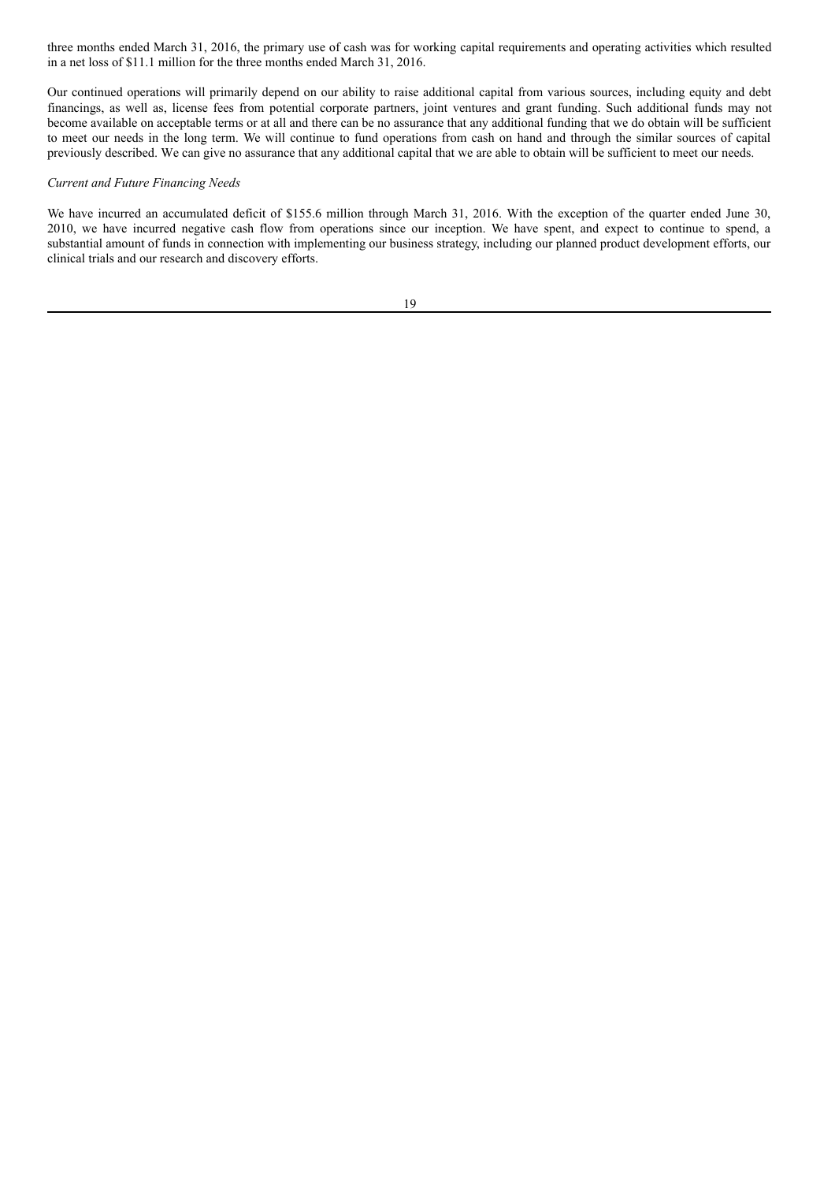three months ended March 31, 2016, the primary use of cash was for working capital requirements and operating activities which resulted in a net loss of $11.1 million for the three months ended March 31, 2016.

Our continued operations will primarily depend on our ability to raise additional capital from various sources, including equity and debt financings, as well as, license fees from potential corporate partners, joint ventures and grant funding. Such additional funds may not become available on acceptable terms or at all and there can be no assurance that any additional funding that we do obtain will be sufficient to meet our needs in the long term. We will continue to fund operations from cash on hand and through the similar sources of capital previously described. We can give no assurance that any additional capital that we are able to obtain will be sufficient to meet our needs.

*Current and Future Financing Needs*

We have incurred an accumulated deficit of $155.6 million through March 31, 2016. With the exception of the quarter ended June 30, 2010, we have incurred negative cash flow from operations since our inception. We have spent, and expect to continue to spend, a substantial amount of funds in connection with implementing our business strategy, including our planned product development efforts, our clinical trials and our research and discovery efforts.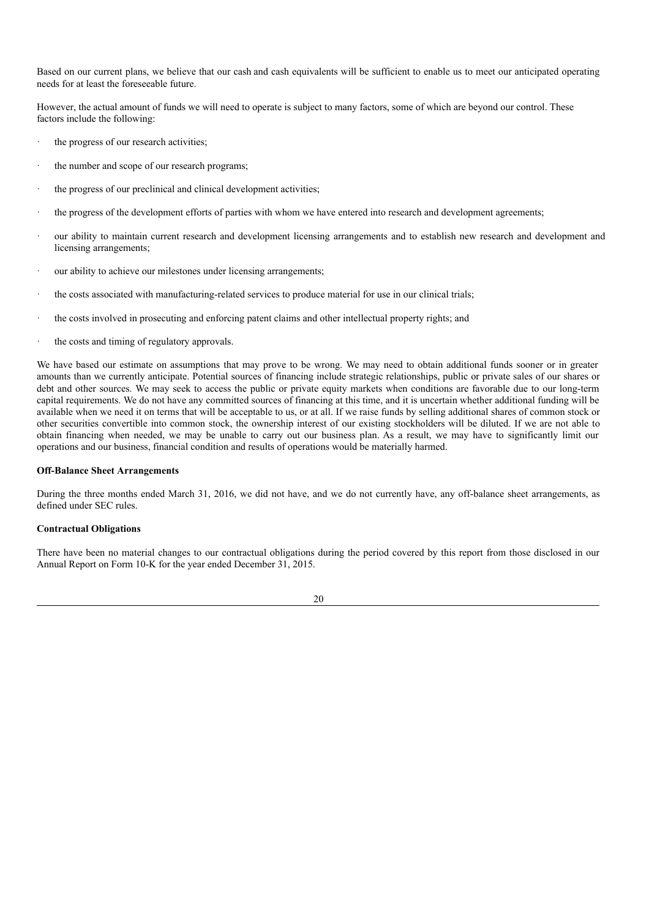Based on our current plans, we believe that our cash and cash equivalents will be sufficient to enable us to meet our anticipated operating needs for at least the foreseeable future.

However, the actual amount of funds we will need to operate is subject to many factors, some of which are beyond our control. These factors include the following:

- the progress of our research activities;
- the number and scope of our research programs;
- the progress of our preclinical and clinical development activities;
- the progress of the development efforts of parties with whom we have entered into research and development agreements;
- our ability to maintain current research and development licensing arrangements and to establish new research and development and licensing arrangements;
- our ability to achieve our milestones under licensing arrangements;
- the costs associated with manufacturing-related services to produce material for use in our clinical trials;
- the costs involved in prosecuting and enforcing patent claims and other intellectual property rights; and
- the costs and timing of regulatory approvals.

We have based our estimate on assumptions that may prove to be wrong. We may need to obtain additional funds sooner or in greater amounts than we currently anticipate. Potential sources of financing include strategic relationships, public or private sales of our shares or debt and other sources. We may seek to access the public or private equity markets when conditions are favorable due to our long-term capital requirements. We do not have any committed sources of financing at this time, and it is uncertain whether additional funding will be available when we need it on terms that will be acceptable to us, or at all. If we raise funds by selling additional shares of common stock or other securities convertible into common stock, the ownership interest of our existing stockholders will be diluted. If we are not able to obtain financing when needed, we may be unable to carry out our business plan. As a result, we may have to significantly limit our operations and our business, financial condition and results of operations would be materially harmed.

**Off-Balance Sheet Arrangements**

During the three months ended March 31, 2016, we did not have, and we do not currently have, any off-balance sheet arrangements, as defined under SEC rules.

**Contractual Obligations**

There have been no material changes to our contractual obligations during the period covered by this report from those disclosed in our Annual Report on Form 10-K for the year ended December 31, 2015.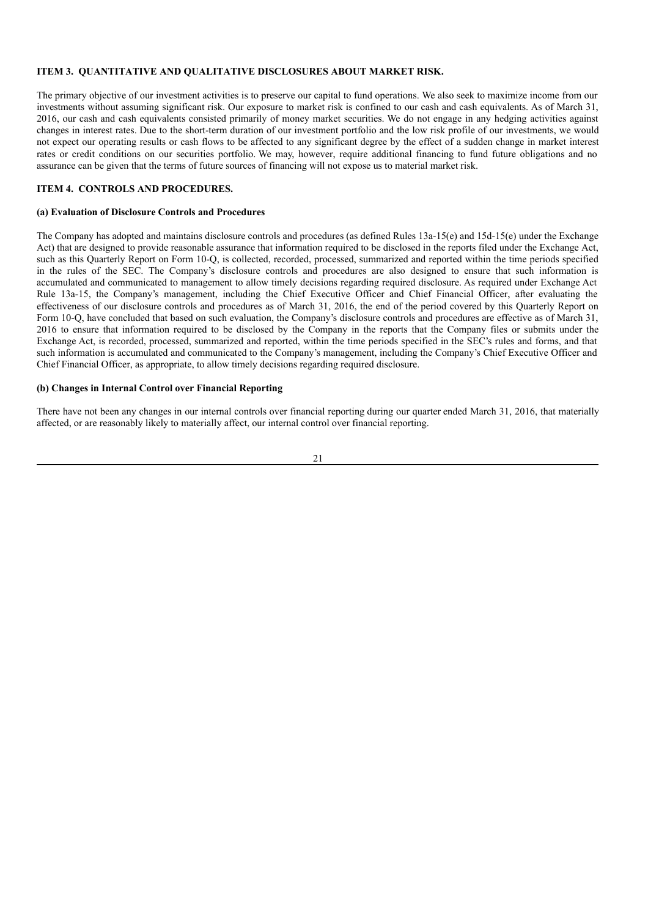## ITEM 3. QUANTITATIVE AND QUALITATIVE DISCLOSURES ABOUT MARKET RISK.

The primary objective of our investment activities is to preserve our capital to fund operations. We also seek to maximize income from our investments without assuming significant risk. Our exposure to market risk is confined to our cash and cash equivalents. As of March 31, 2016, our cash and cash equivalents consisted primarily of money market securities. We do not engage in any hedging activities against changes in interest rates. Due to the short-term duration of our investment portfolio and the low risk profile of our investments, we would not expect our operating results or cash flows to be affected to any significant degree by the effect of a sudden change in market interest rates or credit conditions on our securities portfolio. We may, however, require additional financing to fund future obligations and no assurance can be given that the terms of future sources of financing will not expose us to material market risk.

## ITEM 4. CONTROLS AND PROCEDURES.

### (a) Evaluation of Disclosure Controls and Procedures

The Company has adopted and maintains disclosure controls and procedures (as defined Rules 13a-15(e) and 15d-15(e) under the Exchange Act) that are designed to provide reasonable assurance that information required to be disclosed in the reports filed under the Exchange Act, such as this Quarterly Report on Form 10-Q, is collected, recorded, processed, summarized and reported within the time periods specified in the rules of the SEC. The Company's disclosure controls and procedures are also designed to ensure that such information is accumulated and communicated to management to allow timely decisions regarding required disclosure. As required under Exchange Act Rule 13a-15, the Company's management, including the Chief Executive Officer and Chief Financial Officer, after evaluating the effectiveness of our disclosure controls and procedures as of March 31, 2016, the end of the period covered by this Quarterly Report on Form 10-Q, have concluded that based on such evaluation, the Company's disclosure controls and procedures are effective as of March 31, 2016 to ensure that information required to be disclosed by the Company in the reports that the Company files or submits under the Exchange Act, is recorded, processed, summarized and reported, within the time periods specified in the SEC's rules and forms, and that such information is accumulated and communicated to the Company's management, including the Company's Chief Executive Officer and Chief Financial Officer, as appropriate, to allow timely decisions regarding required disclosure.

### (b) Changes in Internal Control over Financial Reporting

There have not been any changes in our internal controls over financial reporting during our quarter ended March 31, 2016, that materially affected, or are reasonably likely to materially affect, our internal control over financial reporting.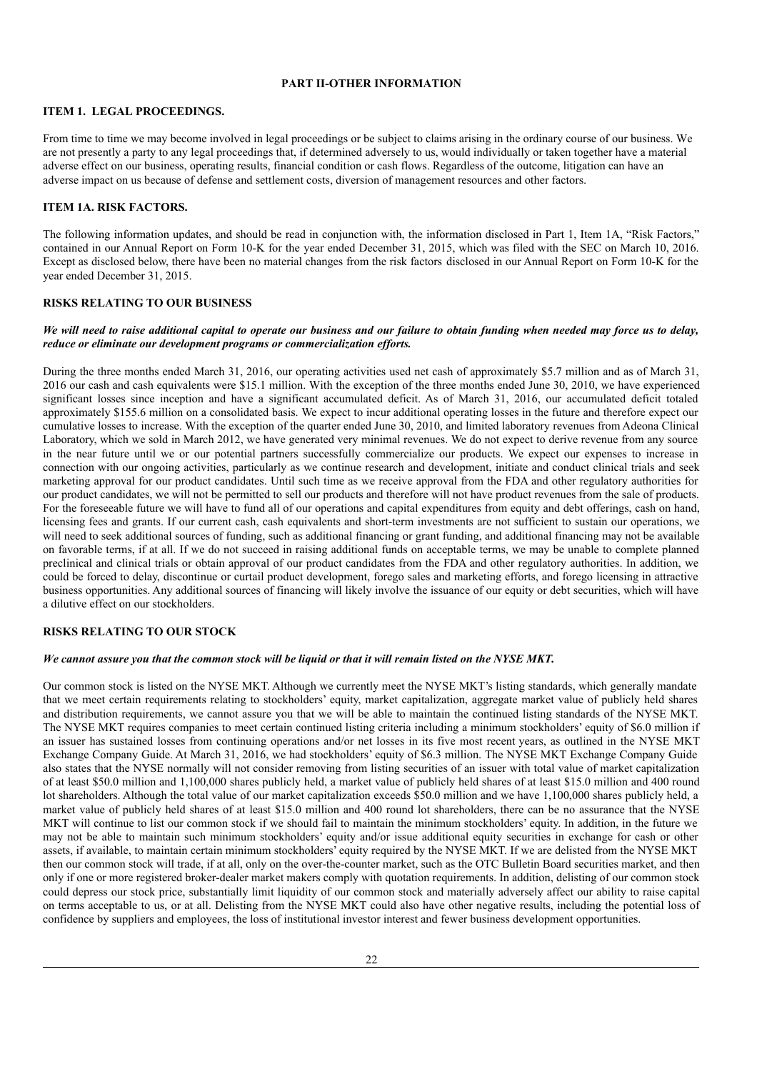## PART II-OTHER INFORMATION

### ITEM 1. LEGAL PROCEEDINGS.

From time to time we may become involved in legal proceedings or be subject to claims arising in the ordinary course of our business. We are not presently a party to any legal proceedings that, if determined adversely to us, would individually or taken together have a material adverse effect on our business, operating results, financial condition or cash flows. Regardless of the outcome, litigation can have an adverse impact on us because of defense and settlement costs, diversion of management resources and other factors.

### ITEM 1A. RISK FACTORS.

The following information updates, and should be read in conjunction with, the information disclosed in Part 1, Item 1A, "Risk Factors," contained in our Annual Report on Form 10-K for the year ended December 31, 2015, which was filed with the SEC on March 10, 2016. Except as disclosed below, there have been no material changes from the risk factors disclosed in our Annual Report on Form 10-K for the year ended December 31, 2015.

### RISKS RELATING TO OUR BUSINESS

***We will need to raise additional capital to operate our business and our failure to obtain funding when needed may force us to delay, reduce or eliminate our development programs or commercialization efforts.***

During the three months ended March 31, 2016, our operating activities used net cash of approximately $5.7 million and as of March 31, 2016 our cash and cash equivalents were $15.1 million. With the exception of the three months ended June 30, 2010, we have experienced significant losses since inception and have a significant accumulated deficit. As of March 31, 2016, our accumulated deficit totaled approximately $155.6 million on a consolidated basis. We expect to incur additional operating losses in the future and therefore expect our cumulative losses to increase. With the exception of the quarter ended June 30, 2010, and limited laboratory revenues from Adeona Clinical Laboratory, which we sold in March 2012, we have generated very minimal revenues. We do not expect to derive revenue from any source in the near future until we or our potential partners successfully commercialize our products. We expect our expenses to increase in connection with our ongoing activities, particularly as we continue research and development, initiate and conduct clinical trials and seek marketing approval for our product candidates. Until such time as we receive approval from the FDA and other regulatory authorities for our product candidates, we will not be permitted to sell our products and therefore will not have product revenues from the sale of products. For the foreseeable future we will have to fund all of our operations and capital expenditures from equity and debt offerings, cash on hand, licensing fees and grants. If our current cash, cash equivalents and short-term investments are not sufficient to sustain our operations, we will need to seek additional sources of funding, such as additional financing or grant funding, and additional financing may not be available on favorable terms, if at all. If we do not succeed in raising additional funds on acceptable terms, we may be unable to complete planned preclinical and clinical trials or obtain approval of our product candidates from the FDA and other regulatory authorities. In addition, we could be forced to delay, discontinue or curtail product development, forego sales and marketing efforts, and forego licensing in attractive business opportunities. Any additional sources of financing will likely involve the issuance of our equity or debt securities, which will have a dilutive effect on our stockholders.

### RISKS RELATING TO OUR STOCK

***We cannot assure you that the common stock will be liquid or that it will remain listed on the NYSE MKT.***

Our common stock is listed on the NYSE MKT. Although we currently meet the NYSE MKT's listing standards, which generally mandate that we meet certain requirements relating to stockholders' equity, market capitalization, aggregate market value of publicly held shares and distribution requirements, we cannot assure you that we will be able to maintain the continued listing standards of the NYSE MKT. The NYSE MKT requires companies to meet certain continued listing criteria including a minimum stockholders' equity of $6.0 million if an issuer has sustained losses from continuing operations and/or net losses in its five most recent years, as outlined in the NYSE MKT Exchange Company Guide. At March 31, 2016, we had stockholders' equity of $6.3 million. The NYSE MKT Exchange Company Guide also states that the NYSE normally will not consider removing from listing securities of an issuer with total value of market capitalization of at least $50.0 million and 1,100,000 shares publicly held, a market value of publicly held shares of at least $15.0 million and 400 round lot shareholders. Although the total value of our market capitalization exceeds $50.0 million and we have 1,100,000 shares publicly held, a market value of publicly held shares of at least $15.0 million and 400 round lot shareholders, there can be no assurance that the NYSE MKT will continue to list our common stock if we should fail to maintain the minimum stockholders' equity. In addition, in the future we may not be able to maintain such minimum stockholders' equity and/or issue additional equity securities in exchange for cash or other assets, if available, to maintain certain minimum stockholders' equity required by the NYSE MKT. If we are delisted from the NYSE MKT then our common stock will trade, if at all, only on the over-the-counter market, such as the OTC Bulletin Board securities market, and then only if one or more registered broker-dealer market makers comply with quotation requirements. In addition, delisting of our common stock could depress our stock price, substantially limit liquidity of our common stock and materially adversely affect our ability to raise capital on terms acceptable to us, or at all. Delisting from the NYSE MKT could also have other negative results, including the potential loss of confidence by suppliers and employees, the loss of institutional investor interest and fewer business development opportunities.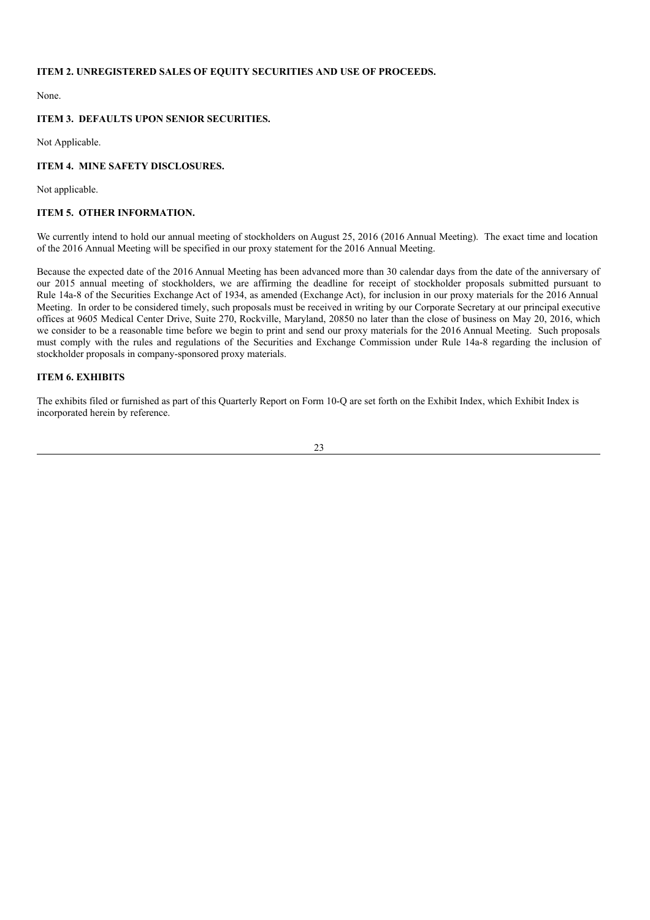## ITEM 2. UNREGISTERED SALES OF EQUITY SECURITIES AND USE OF PROCEEDS.

None.

## ITEM 3. DEFAULTS UPON SENIOR SECURITIES.

Not Applicable.

## ITEM 4. MINE SAFETY DISCLOSURES.

Not applicable.

## ITEM 5. OTHER INFORMATION.

We currently intend to hold our annual meeting of stockholders on August 25, 2016 (2016 Annual Meeting). The exact time and location of the 2016 Annual Meeting will be specified in our proxy statement for the 2016 Annual Meeting.

Because the expected date of the 2016 Annual Meeting has been advanced more than 30 calendar days from the date of the anniversary of our 2015 annual meeting of stockholders, we are affirming the deadline for receipt of stockholder proposals submitted pursuant to Rule 14a-8 of the Securities Exchange Act of 1934, as amended (Exchange Act), for inclusion in our proxy materials for the 2016 Annual Meeting. In order to be considered timely, such proposals must be received in writing by our Corporate Secretary at our principal executive offices at 9605 Medical Center Drive, Suite 270, Rockville, Maryland, 20850 no later than the close of business on May 20, 2016, which we consider to be a reasonable time before we begin to print and send our proxy materials for the 2016 Annual Meeting. Such proposals must comply with the rules and regulations of the Securities and Exchange Commission under Rule 14a-8 regarding the inclusion of stockholder proposals in company-sponsored proxy materials.

## ITEM 6. EXHIBITS

The exhibits filed or furnished as part of this Quarterly Report on Form 10-Q are set forth on the Exhibit Index, which Exhibit Index is incorporated herein by reference.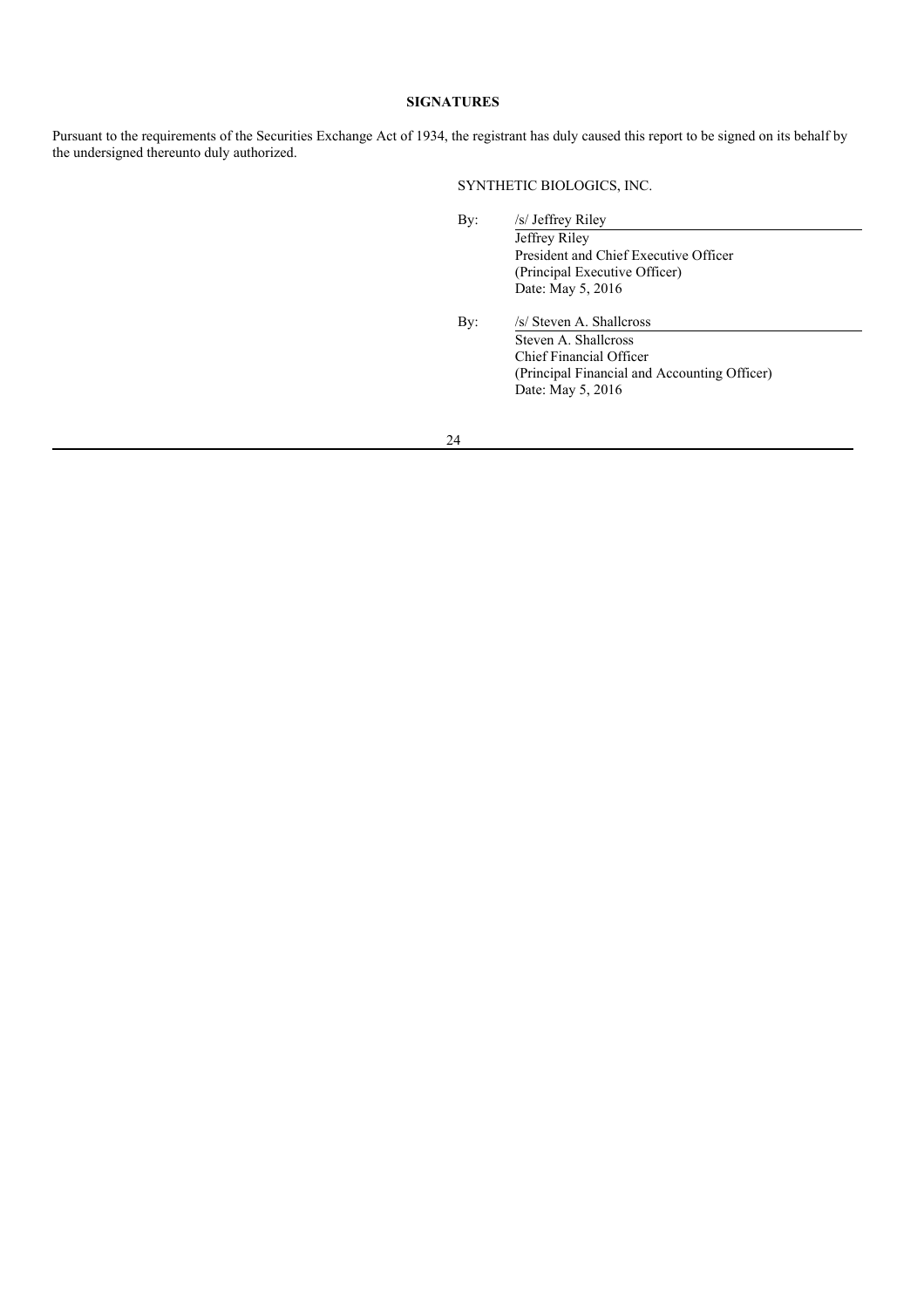**SIGNATURES**

Pursuant to the requirements of the Securities Exchange Act of 1934, the registrant has duly caused this report to be signed on its behalf by the undersigned thereunto duly authorized.

SYNTHETIC BIOLOGICS, INC.

By: /s/ Jeffrey Riley

Jeffrey Riley
President and Chief Executive Officer
(Principal Executive Officer)
Date: May 5, 2016

By: /s/ Steven A. Shallcross

Steven A. Shallcross
Chief Financial Officer
(Principal Financial and Accounting Officer)
Date: May 5, 2016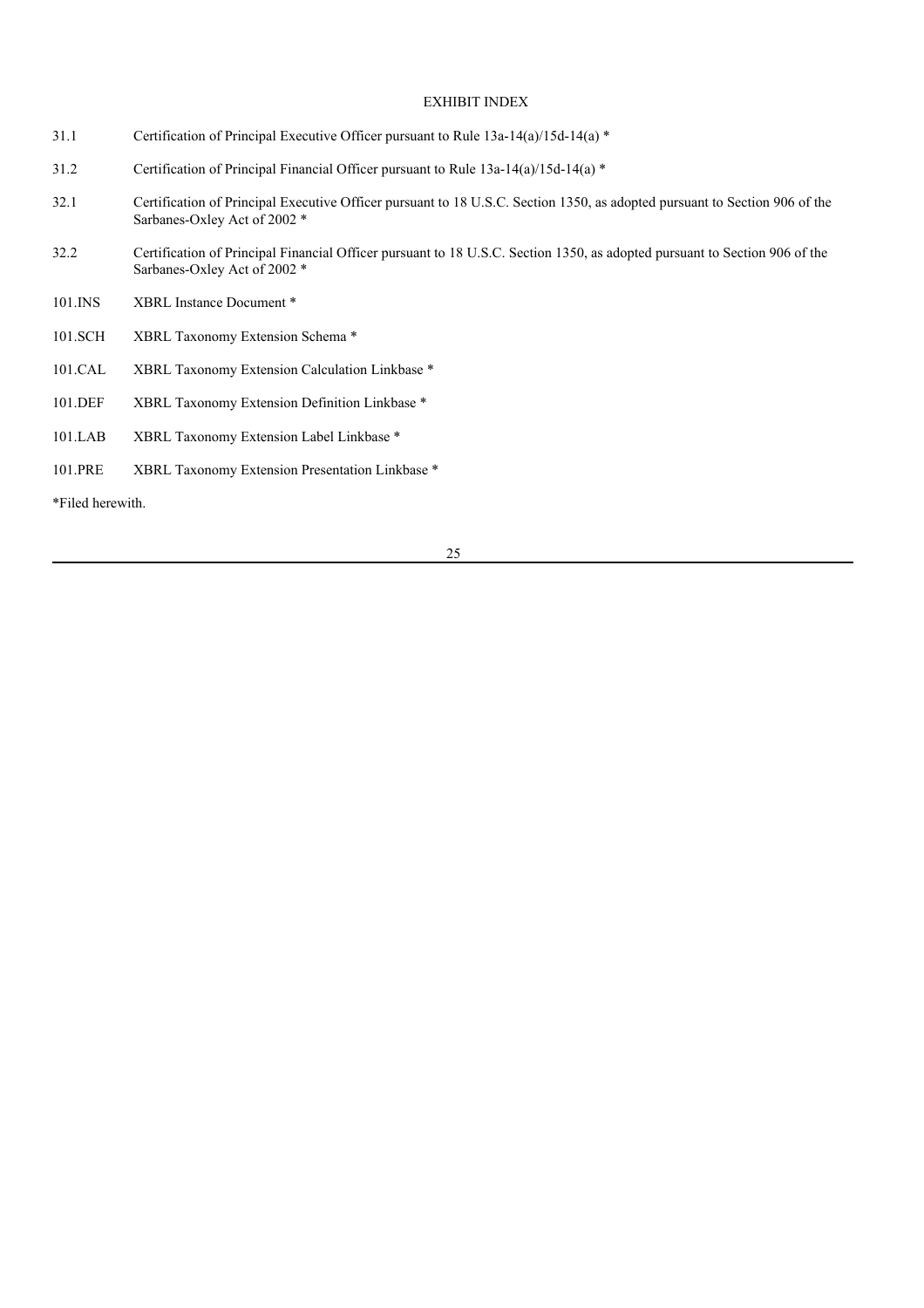# EXHIBIT INDEX

| | |
|---|---|
| 31.1 | Certification of Principal Executive Officer pursuant to Rule 13a-14(a)/15d-14(a) * |
| 31.2 | Certification of Principal Financial Officer pursuant to Rule 13a-14(a)/15d-14(a) * |
| 32.1 | Certification of Principal Executive Officer pursuant to 18 U.S.C. Section 1350, as adopted pursuant to Section 906 of the Sarbanes-Oxley Act of 2002 * |
| 32.2 | Certification of Principal Financial Officer pursuant to 18 U.S.C. Section 1350, as adopted pursuant to Section 906 of the Sarbanes-Oxley Act of 2002 * |
| 101.INS | XBRL Instance Document * |
| 101.SCH | XBRL Taxonomy Extension Schema * |
| 101.CAL | XBRL Taxonomy Extension Calculation Linkbase * |
| 101.DEF | XBRL Taxonomy Extension Definition Linkbase * |
| 101.LAB | XBRL Taxonomy Extension Label Linkbase * |
| 101.PRE | XBRL Taxonomy Extension Presentation Linkbase * |

*Filed herewith.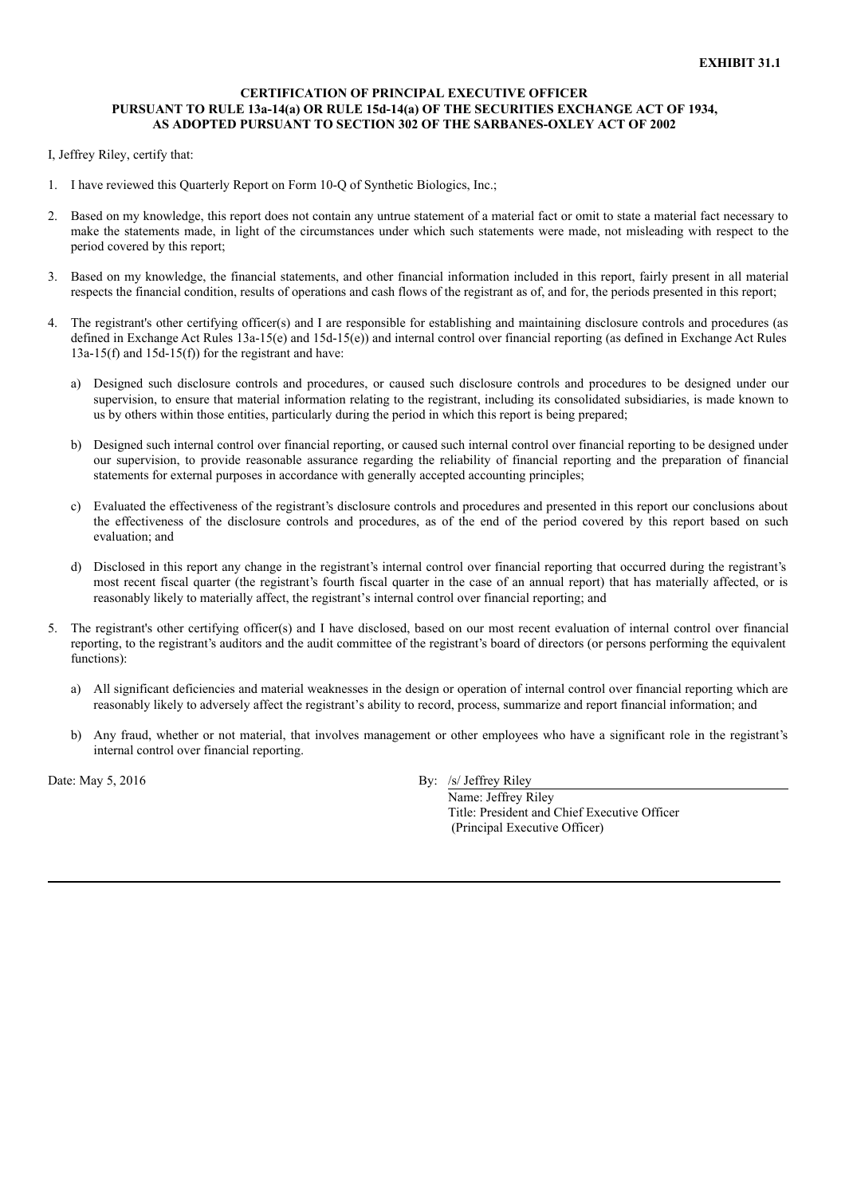**EXHIBIT 31.1**

**CERTIFICATION OF PRINCIPAL EXECUTIVE OFFICER**
**PURSUANT TO RULE 13a-14(a) OR RULE 15d-14(a) OF THE SECURITIES EXCHANGE ACT OF 1934,**
**AS ADOPTED PURSUANT TO SECTION 302 OF THE SARBANES-OXLEY ACT OF 2002**

I, Jeffrey Riley, certify that:

1. I have reviewed this Quarterly Report on Form 10-Q of Synthetic Biologics, Inc.;

2. Based on my knowledge, this report does not contain any untrue statement of a material fact or omit to state a material fact necessary to make the statements made, in light of the circumstances under which such statements were made, not misleading with respect to the period covered by this report;

3. Based on my knowledge, the financial statements, and other financial information included in this report, fairly present in all material respects the financial condition, results of operations and cash flows of the registrant as of, and for, the periods presented in this report;

4. The registrant's other certifying officer(s) and I are responsible for establishing and maintaining disclosure controls and procedures (as defined in Exchange Act Rules 13a-15(e) and 15d-15(e)) and internal control over financial reporting (as defined in Exchange Act Rules 13a-15(f) and 15d-15(f)) for the registrant and have:

   a) Designed such disclosure controls and procedures, or caused such disclosure controls and procedures to be designed under our supervision, to ensure that material information relating to the registrant, including its consolidated subsidiaries, is made known to us by others within those entities, particularly during the period in which this report is being prepared;

   b) Designed such internal control over financial reporting, or caused such internal control over financial reporting to be designed under our supervision, to provide reasonable assurance regarding the reliability of financial reporting and the preparation of financial statements for external purposes in accordance with generally accepted accounting principles;

   c) Evaluated the effectiveness of the registrant's disclosure controls and procedures and presented in this report our conclusions about the effectiveness of the disclosure controls and procedures, as of the end of the period covered by this report based on such evaluation; and

   d) Disclosed in this report any change in the registrant's internal control over financial reporting that occurred during the registrant's most recent fiscal quarter (the registrant's fourth fiscal quarter in the case of an annual report) that has materially affected, or is reasonably likely to materially affect, the registrant's internal control over financial reporting; and

5. The registrant's other certifying officer(s) and I have disclosed, based on our most recent evaluation of internal control over financial reporting, to the registrant's auditors and the audit committee of the registrant's board of directors (or persons performing the equivalent functions):

   a) All significant deficiencies and material weaknesses in the design or operation of internal control over financial reporting which are reasonably likely to adversely affect the registrant's ability to record, process, summarize and report financial information; and

   b) Any fraud, whether or not material, that involves management or other employees who have a significant role in the registrant's internal control over financial reporting.

Date: May 5, 2016

By: /s/ Jeffrey Riley
Name: Jeffrey Riley
Title: President and Chief Executive Officer
(Principal Executive Officer)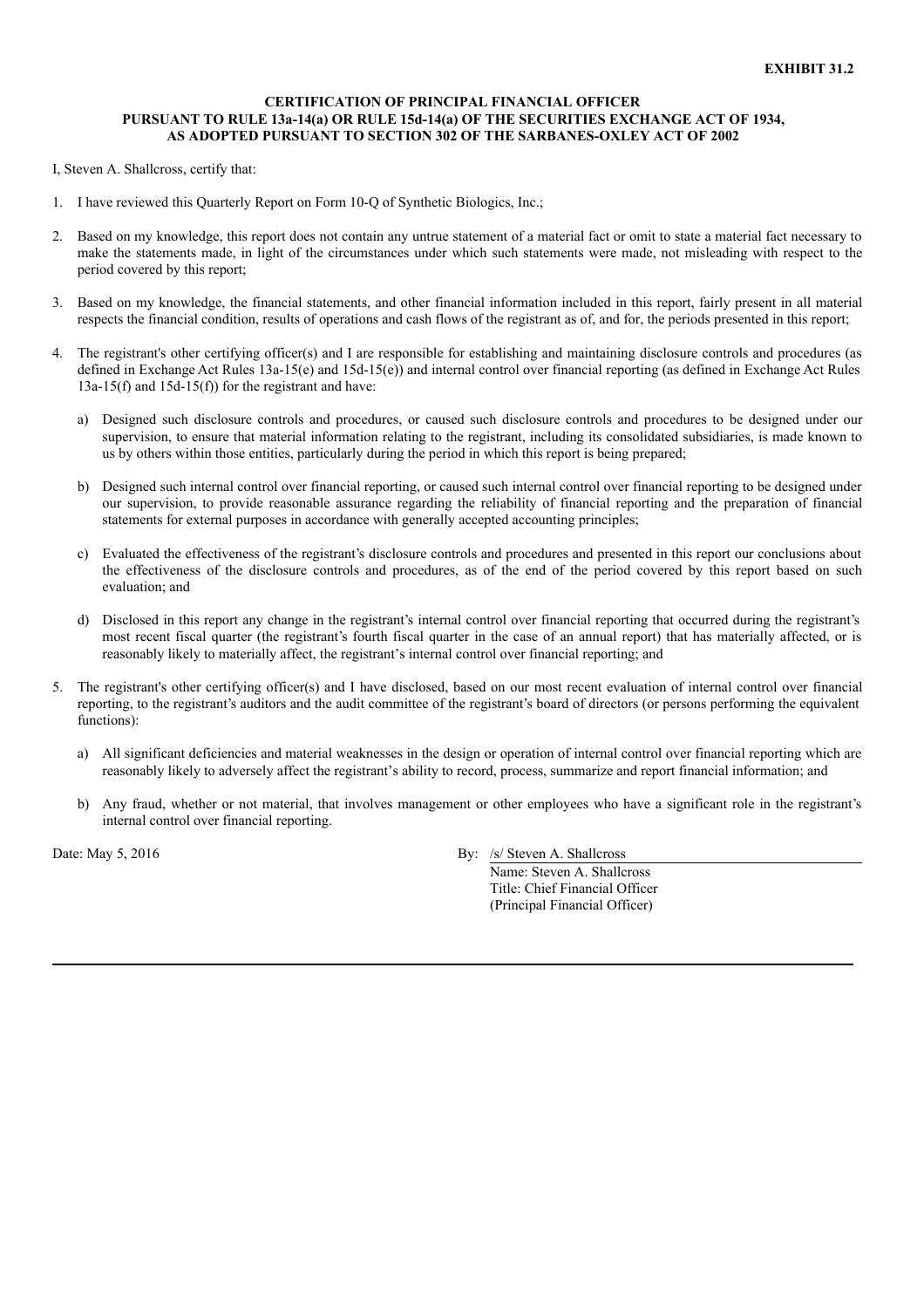**EXHIBIT 31.2**

**CERTIFICATION OF PRINCIPAL FINANCIAL OFFICER
PURSUANT TO RULE 13a-14(a) OR RULE 15d-14(a) OF THE SECURITIES EXCHANGE ACT OF 1934,
AS ADOPTED PURSUANT TO SECTION 302 OF THE SARBANES-OXLEY ACT OF 2002**

I, Steven A. Shallcross, certify that:

1. I have reviewed this Quarterly Report on Form 10-Q of Synthetic Biologics, Inc.;

2. Based on my knowledge, this report does not contain any untrue statement of a material fact or omit to state a material fact necessary to make the statements made, in light of the circumstances under which such statements were made, not misleading with respect to the period covered by this report;

3. Based on my knowledge, the financial statements, and other financial information included in this report, fairly present in all material respects the financial condition, results of operations and cash flows of the registrant as of, and for, the periods presented in this report;

4. The registrant's other certifying officer(s) and I are responsible for establishing and maintaining disclosure controls and procedures (as defined in Exchange Act Rules 13a-15(e) and 15d-15(e)) and internal control over financial reporting (as defined in Exchange Act Rules 13a-15(f) and 15d-15(f)) for the registrant and have:

   a) Designed such disclosure controls and procedures, or caused such disclosure controls and procedures to be designed under our supervision, to ensure that material information relating to the registrant, including its consolidated subsidiaries, is made known to us by others within those entities, particularly during the period in which this report is being prepared;

   b) Designed such internal control over financial reporting, or caused such internal control over financial reporting to be designed under our supervision, to provide reasonable assurance regarding the reliability of financial reporting and the preparation of financial statements for external purposes in accordance with generally accepted accounting principles;

   c) Evaluated the effectiveness of the registrant's disclosure controls and procedures and presented in this report our conclusions about the effectiveness of the disclosure controls and procedures, as of the end of the period covered by this report based on such evaluation; and

   d) Disclosed in this report any change in the registrant's internal control over financial reporting that occurred during the registrant's most recent fiscal quarter (the registrant's fourth fiscal quarter in the case of an annual report) that has materially affected, or is reasonably likely to materially affect, the registrant's internal control over financial reporting; and

5. The registrant's other certifying officer(s) and I have disclosed, based on our most recent evaluation of internal control over financial reporting, to the registrant's auditors and the audit committee of the registrant's board of directors (or persons performing the equivalent functions):

   a) All significant deficiencies and material weaknesses in the design or operation of internal control over financial reporting which are reasonably likely to adversely affect the registrant's ability to record, process, summarize and report financial information; and

   b) Any fraud, whether or not material, that involves management or other employees who have a significant role in the registrant's internal control over financial reporting.

Date: May 5, 2016

By: /s/ Steven A. Shallcross
Name: Steven A. Shallcross
Title: Chief Financial Officer
(Principal Financial Officer)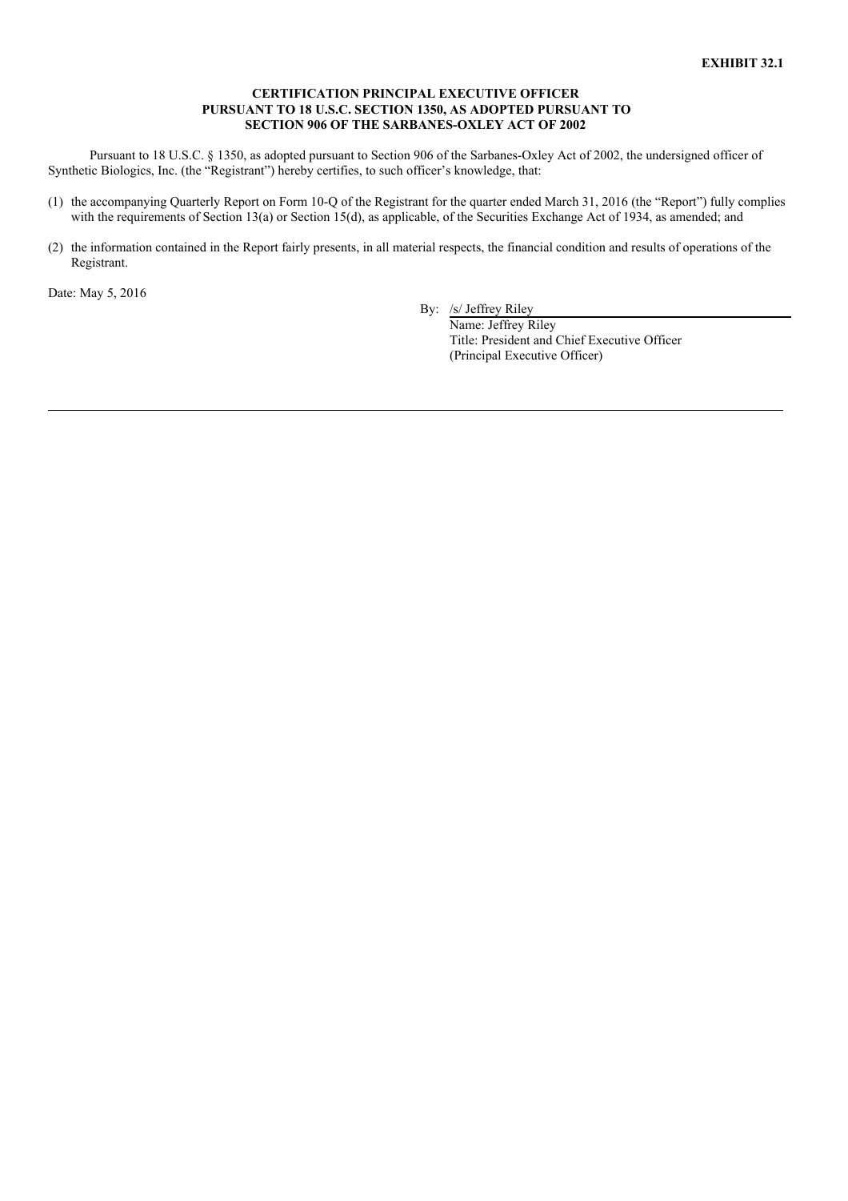**EXHIBIT 32.1**

**CERTIFICATION PRINCIPAL EXECUTIVE OFFICER PURSUANT TO 18 U.S.C. SECTION 1350, AS ADOPTED PURSUANT TO SECTION 906 OF THE SARBANES-OXLEY ACT OF 2002**

Pursuant to 18 U.S.C. § 1350, as adopted pursuant to Section 906 of the Sarbanes-Oxley Act of 2002, the undersigned officer of Synthetic Biologics, Inc. (the "Registrant") hereby certifies, to such officer's knowledge, that:

(1) the accompanying Quarterly Report on Form 10-Q of the Registrant for the quarter ended March 31, 2016 (the "Report") fully complies with the requirements of Section 13(a) or Section 15(d), as applicable, of the Securities Exchange Act of 1934, as amended; and

(2) the information contained in the Report fairly presents, in all material respects, the financial condition and results of operations of the Registrant.

Date: May 5, 2016

By: /s/ Jeffrey Riley
Name: Jeffrey Riley
Title: President and Chief Executive Officer
(Principal Executive Officer)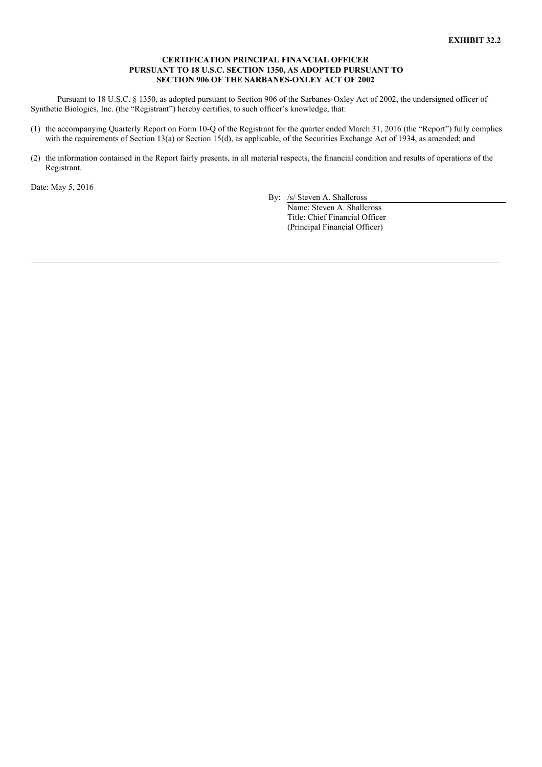**EXHIBIT 32.2**

**CERTIFICATION PRINCIPAL FINANCIAL OFFICER PURSUANT TO 18 U.S.C. SECTION 1350, AS ADOPTED PURSUANT TO SECTION 906 OF THE SARBANES-OXLEY ACT OF 2002**

Pursuant to 18 U.S.C. § 1350, as adopted pursuant to Section 906 of the Sarbanes-Oxley Act of 2002, the undersigned officer of Synthetic Biologics, Inc. (the "Registrant") hereby certifies, to such officer's knowledge, that:

(1) the accompanying Quarterly Report on Form 10-Q of the Registrant for the quarter ended March 31, 2016 (the "Report") fully complies with the requirements of Section 13(a) or Section 15(d), as applicable, of the Securities Exchange Act of 1934, as amended; and

(2) the information contained in the Report fairly presents, in all material respects, the financial condition and results of operations of the Registrant.

Date: May 5, 2016

By: /s/ Steven A. Shallcross
Name: Steven A. Shallcross
Title: Chief Financial Officer
(Principal Financial Officer)